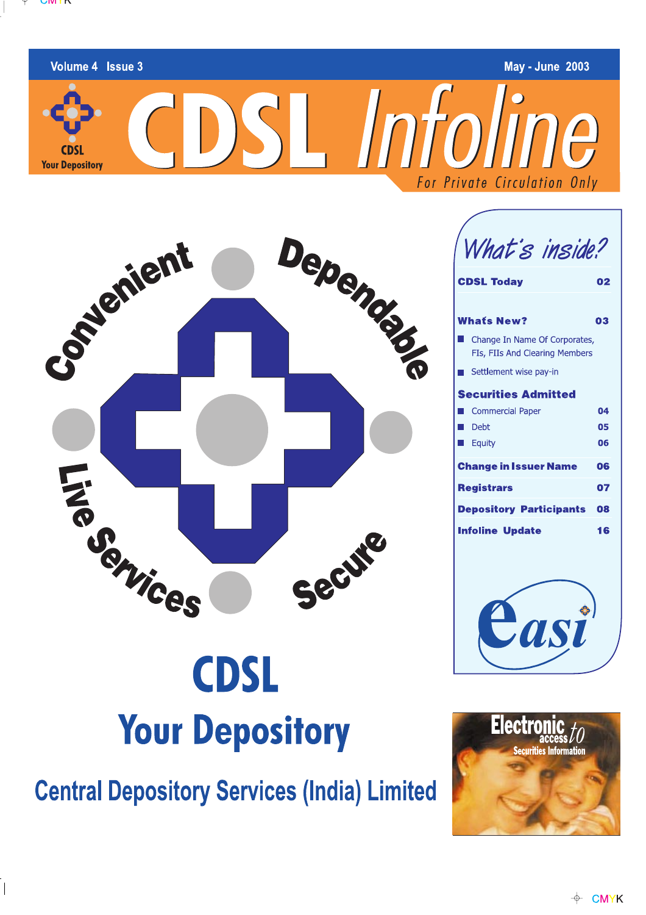Volume 4 Issue 3 May - June 2003

CDSL
Your Depository

# CDSL Infoline

For Private Circulation Only

Convenient Dependable Live Services Secure

# CDSL
## Your Depository
## Central Depository Services (India) Limited

## What's inside?

| | |
|---|---|
| **CDSL Today** | **02** |
| **What's New?** | **03** |
| ■ Change In Name Of Corporates, FIs, FIIs And Clearing Members | |
| ■ Settlement wise pay-in | |
| **Securities Admitted** | |
| ■ Commercial Paper | 04 |
| ■ Debt | 05 |
| ■ Equity | 06 |
| **Change in Issuer Name** | **06** |
| **Registrars** | **07** |
| **Depository Participants** | **08** |
| **Infoline Update** | **16** |

easi

Electronic access to Securities Information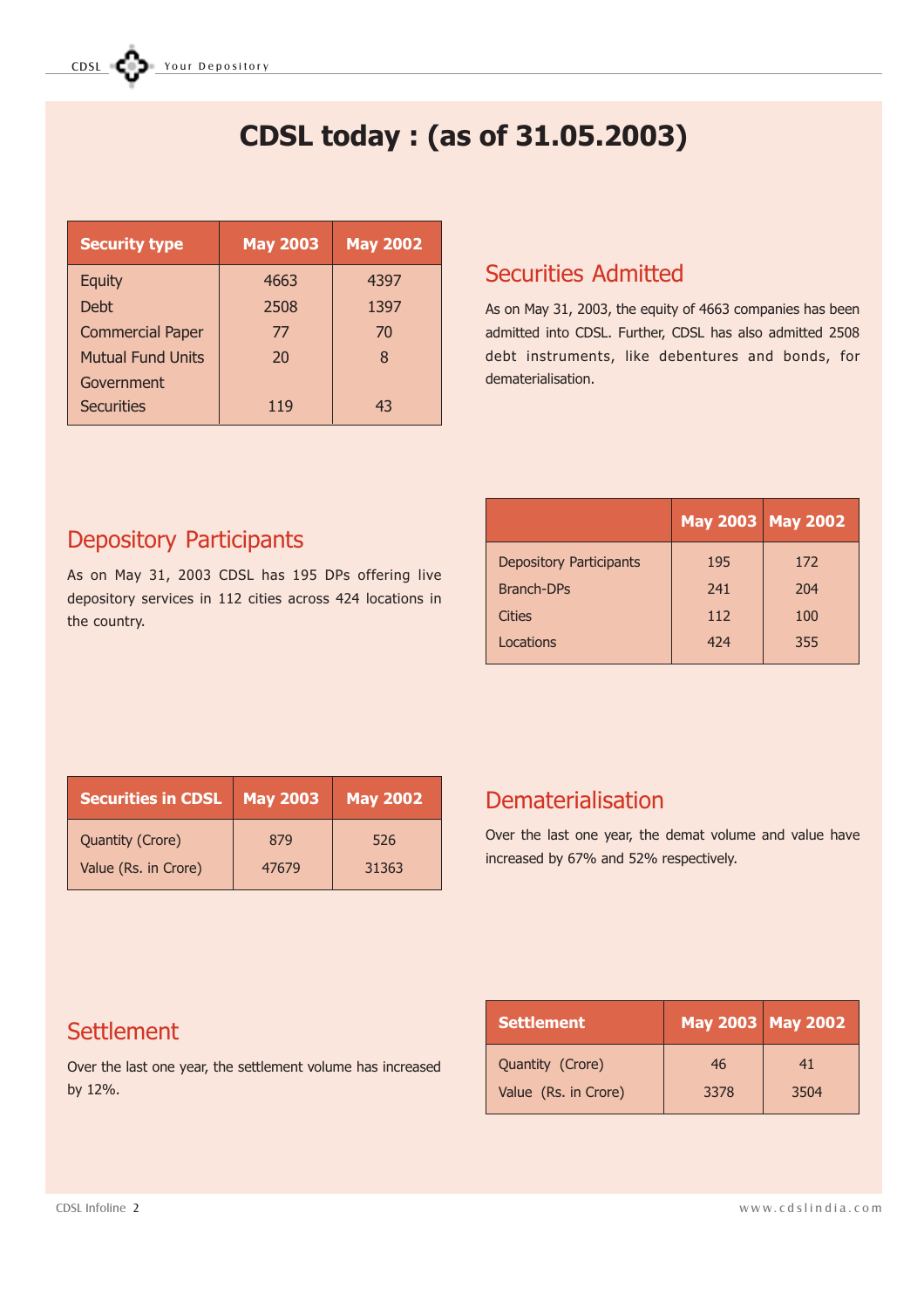# CDSL today : (as of 31.05.2003)

| Security type | May 2003 | May 2002 |
|---|---|---|
| Equity | 4663 | 4397 |
| Debt | 2508 | 1397 |
| Commercial Paper | 77 | 70 |
| Mutual Fund Units | 20 | 8 |
| Government Securities | 119 | 43 |

## Securities Admitted

As on May 31, 2003, the equity of 4663 companies has been admitted into CDSL. Further, CDSL has also admitted 2508 debt instruments, like debentures and bonds, for dematerialisation.

## Depository Participants

As on May 31, 2003 CDSL has 195 DPs offering live depository services in 112 cities across 424 locations in the country.

| | May 2003 | May 2002 |
|---|---|---|
| Depository Participants | 195 | 172 |
| Branch-DPs | 241 | 204 |
| Cities | 112 | 100 |
| Locations | 424 | 355 |

| Securities in CDSL | May 2003 | May 2002 |
|---|---|---|
| Quantity (Crore) | 879 | 526 |
| Value (Rs. in Crore) | 47679 | 31363 |

## Dematerialisation

Over the last one year, the demat volume and value have increased by 67% and 52% respectively.

## Settlement

Over the last one year, the settlement volume has increased by 12%.

| Settlement | May 2003 | May 2002 |
|---|---|---|
| Quantity (Crore) | 46 | 41 |
| Value (Rs. in Crore) | 3378 | 3504 |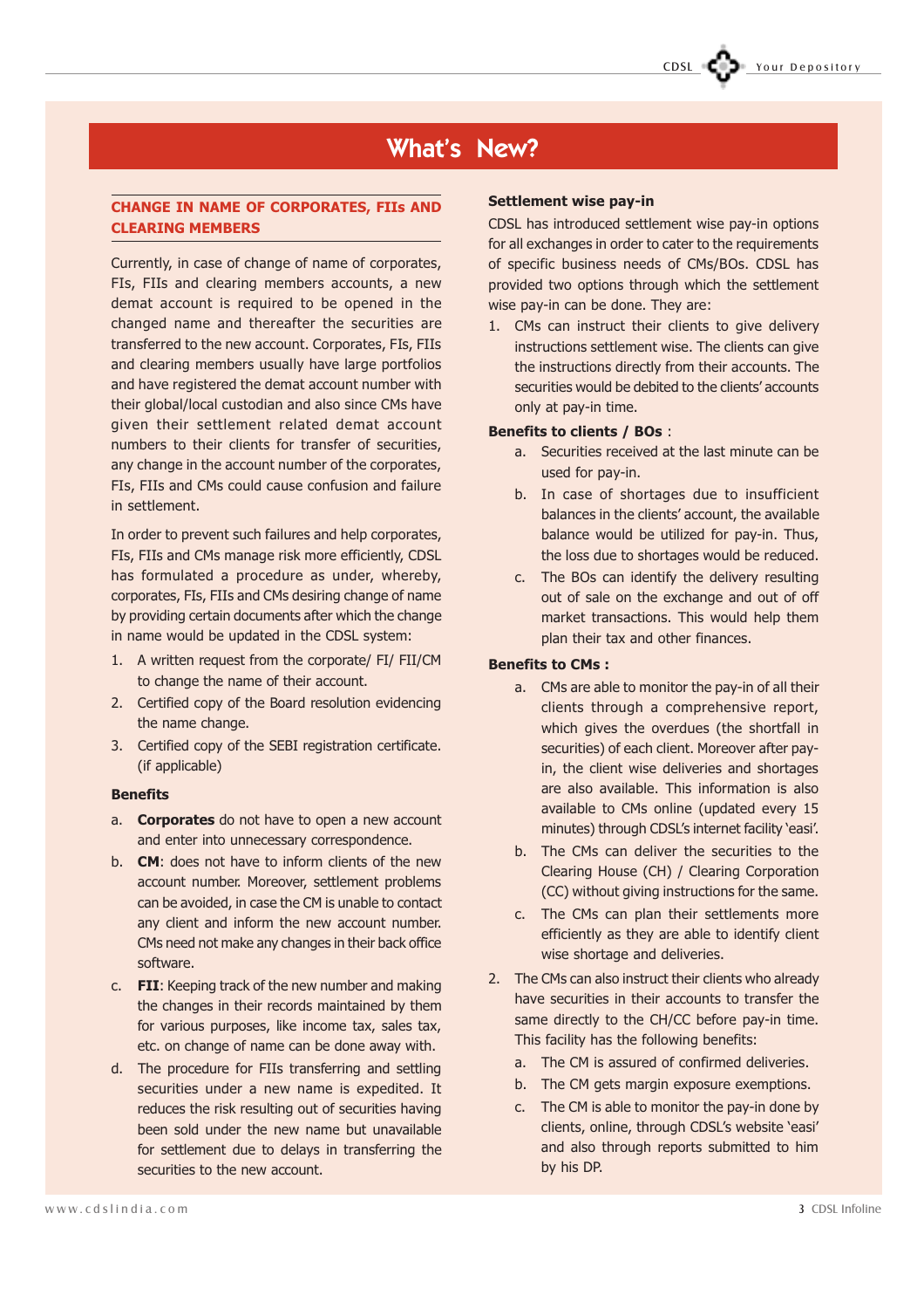# What's New?

## CHANGE IN NAME OF CORPORATES, FIIs AND CLEARING MEMBERS

Currently, in case of change of name of corporates, FIs, FIIs and clearing members accounts, a new demat account is required to be opened in the changed name and thereafter the securities are transferred to the new account. Corporates, FIs, FIIs and clearing members usually have large portfolios and have registered the demat account number with their global/local custodian and also since CMs have given their settlement related demat account numbers to their clients for transfer of securities, any change in the account number of the corporates, FIs, FIIs and CMs could cause confusion and failure in settlement.

In order to prevent such failures and help corporates, FIs, FIIs and CMs manage risk more efficiently, CDSL has formulated a procedure as under, whereby, corporates, FIs, FIIs and CMs desiring change of name by providing certain documents after which the change in name would be updated in the CDSL system:

1. A written request from the corporate/ FI/ FII/CM to change the name of their account.
2. Certified copy of the Board resolution evidencing the name change.
3. Certified copy of the SEBI registration certificate. (if applicable)

### Benefits

a. **Corporates** do not have to open a new account and enter into unnecessary correspondence.

b. **CM**: does not have to inform clients of the new account number. Moreover, settlement problems can be avoided, in case the CM is unable to contact any client and inform the new account number. CMs need not make any changes in their back office software.

c. **FII**: Keeping track of the new number and making the changes in their records maintained by them for various purposes, like income tax, sales tax, etc. on change of name can be done away with.

d. The procedure for FIIs transferring and settling securities under a new name is expedited. It reduces the risk resulting out of securities having been sold under the new name but unavailable for settlement due to delays in transferring the securities to the new account.

### Settlement wise pay-in

CDSL has introduced settlement wise pay-in options for all exchanges in order to cater to the requirements of specific business needs of CMs/BOs. CDSL has provided two options through which the settlement wise pay-in can be done. They are:

1. CMs can instruct their clients to give delivery instructions settlement wise. The clients can give the instructions directly from their accounts. The securities would be debited to the clients' accounts only at pay-in time.

**Benefits to clients / BOs** :

a. Securities received at the last minute can be used for pay-in.

b. In case of shortages due to insufficient balances in the clients' account, the available balance would be utilized for pay-in. Thus, the loss due to shortages would be reduced.

c. The BOs can identify the delivery resulting out of sale on the exchange and out of off market transactions. This would help them plan their tax and other finances.

**Benefits to CMs :**

a. CMs are able to monitor the pay-in of all their clients through a comprehensive report, which gives the overdues (the shortfall in securities) of each client. Moreover after pay-in, the client wise deliveries and shortages are also available. This information is also available to CMs online (updated every 15 minutes) through CDSL's internet facility 'easi'.

b. The CMs can deliver the securities to the Clearing House (CH) / Clearing Corporation (CC) without giving instructions for the same.

c. The CMs can plan their settlements more efficiently as they are able to identify client wise shortage and deliveries.

2. The CMs can also instruct their clients who already have securities in their accounts to transfer the same directly to the CH/CC before pay-in time. This facility has the following benefits:

a. The CM is assured of confirmed deliveries.

b. The CM gets margin exposure exemptions.

c. The CM is able to monitor the pay-in done by clients, online, through CDSL's website 'easi' and also through reports submitted to him by his DP.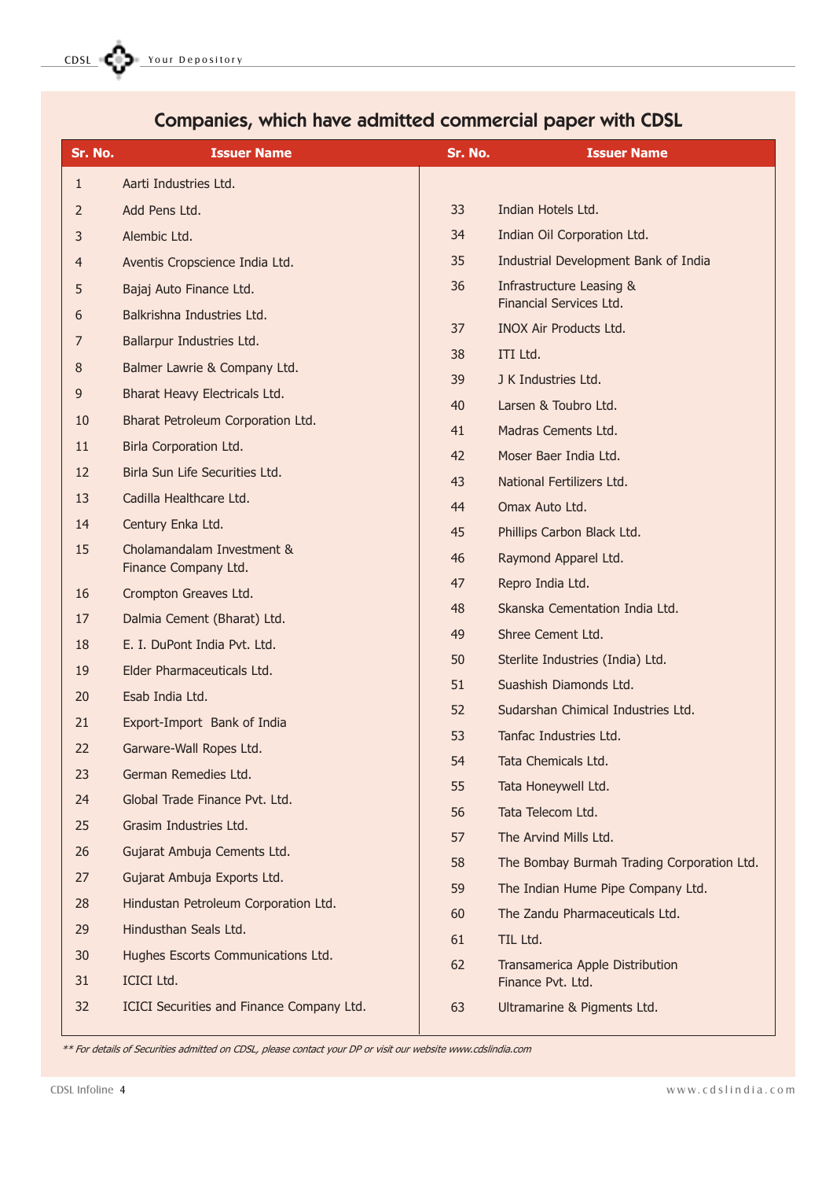## Companies, which have admitted commercial paper with CDSL

| Sr. No. | Issuer Name |
|---|---|
| 1 | Aarti Industries Ltd. |
| 2 | Add Pens Ltd. |
| 3 | Alembic Ltd. |
| 4 | Aventis Cropscience India Ltd. |
| 5 | Bajaj Auto Finance Ltd. |
| 6 | Balkrishna Industries Ltd. |
| 7 | Ballarpur Industries Ltd. |
| 8 | Balmer Lawrie & Company Ltd. |
| 9 | Bharat Heavy Electricals Ltd. |
| 10 | Bharat Petroleum Corporation Ltd. |
| 11 | Birla Corporation Ltd. |
| 12 | Birla Sun Life Securities Ltd. |
| 13 | Cadilla Healthcare Ltd. |
| 14 | Century Enka Ltd. |
| 15 | Cholamandalam Investment & Finance Company Ltd. |
| 16 | Crompton Greaves Ltd. |
| 17 | Dalmia Cement (Bharat) Ltd. |
| 18 | E. I. DuPont India Pvt. Ltd. |
| 19 | Elder Pharmaceuticals Ltd. |
| 20 | Esab India Ltd. |
| 21 | Export-Import Bank of India |
| 22 | Garware-Wall Ropes Ltd. |
| 23 | German Remedies Ltd. |
| 24 | Global Trade Finance Pvt. Ltd. |
| 25 | Grasim Industries Ltd. |
| 26 | Gujarat Ambuja Cements Ltd. |
| 27 | Gujarat Ambuja Exports Ltd. |
| 28 | Hindustan Petroleum Corporation Ltd. |
| 29 | Hindusthan Seals Ltd. |
| 30 | Hughes Escorts Communications Ltd. |
| 31 | ICICI Ltd. |
| 32 | ICICI Securities and Finance Company Ltd. |
| 33 | Indian Hotels Ltd. |
| 34 | Indian Oil Corporation Ltd. |
| 35 | Industrial Development Bank of India |
| 36 | Infrastructure Leasing & Financial Services Ltd. |
| 37 | INOX Air Products Ltd. |
| 38 | ITI Ltd. |
| 39 | J K Industries Ltd. |
| 40 | Larsen & Toubro Ltd. |
| 41 | Madras Cements Ltd. |
| 42 | Moser Baer India Ltd. |
| 43 | National Fertilizers Ltd. |
| 44 | Omax Auto Ltd. |
| 45 | Phillips Carbon Black Ltd. |
| 46 | Raymond Apparel Ltd. |
| 47 | Repro India Ltd. |
| 48 | Skanska Cementation India Ltd. |
| 49 | Shree Cement Ltd. |
| 50 | Sterlite Industries (India) Ltd. |
| 51 | Suashish Diamonds Ltd. |
| 52 | Sudarshan Chimical Industries Ltd. |
| 53 | Tanfac Industries Ltd. |
| 54 | Tata Chemicals Ltd. |
| 55 | Tata Honeywell Ltd. |
| 56 | Tata Telecom Ltd. |
| 57 | The Arvind Mills Ltd. |
| 58 | The Bombay Burmah Trading Corporation Ltd. |
| 59 | The Indian Hume Pipe Company Ltd. |
| 60 | The Zandu Pharmaceuticals Ltd. |
| 61 | TIL Ltd. |
| 62 | Transamerica Apple Distribution Finance Pvt. Ltd. |
| 63 | Ultramarine & Pigments Ltd. |

*** For details of Securities admitted on CDSL, please contact your DP or visit our website www.cdslindia.com*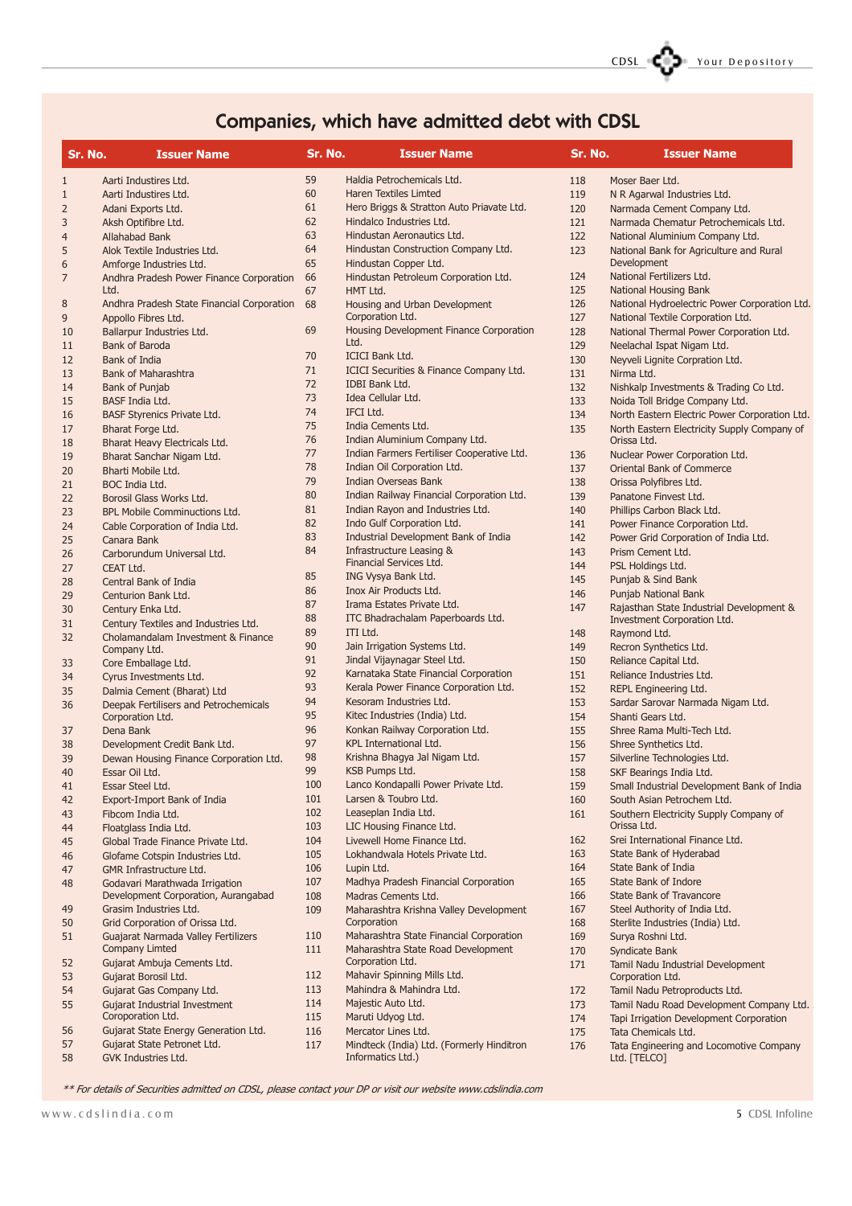# Companies, which have admitted debt with CDSL

| Sr. No. | Issuer Name | Sr. No. | Issuer Name | Sr. No. | Issuer Name |
|---|---|---|---|---|---|
| 1 | Aarti Industires Ltd. | 59 | Haldia Petrochemicals Ltd. | 118 | Moser Baer Ltd. |
| 1 | Aarti Industires Ltd. | 60 | Haren Textiles Limted | 119 | N R Agarwal Industries Ltd. |
| 2 | Adani Exports Ltd. | 61 | Hero Briggs & Stratton Auto Priavate Ltd. | 120 | Narmada Cement Company Ltd. |
| 3 | Aksh Optifibre Ltd. | 62 | Hindalco Industries Ltd. | 121 | Narmada Chematur Petrochemicals Ltd. |
| 4 | Allahabad Bank | 63 | Hindustan Aeronautics Ltd. | 122 | National Aluminium Company Ltd. |
| 5 | Alok Textile Industries Ltd. | 64 | Hindustan Construction Company Ltd. | 123 | National Bank for Agriculture and Rural Development |
| 6 | Amforge Industries Ltd. | 65 | Hindustan Copper Ltd. | 124 | National Fertilizers Ltd. |
| 7 | Andhra Pradesh Power Finance Corporation Ltd. | 66 | Hindustan Petroleum Corporation Ltd. | 125 | National Housing Bank |
| 8 | Andhra Pradesh State Financial Corporation | 67 | HMT Ltd. | 126 | National Hydroelectric Power Corporation Ltd. |
| 9 | Appollo Fibres Ltd. | 68 | Housing and Urban Development Corporation Ltd. | 127 | National Textile Corporation Ltd. |
| 10 | Ballarpur Industries Ltd. | 69 | Housing Development Finance Corporation Ltd. | 128 | National Thermal Power Corporation Ltd. |
| 11 | Bank of Baroda | 70 | ICICI Bank Ltd. | 129 | Neelachal Ispat Nigam Ltd. |
| 12 | Bank of India | 71 | ICICI Securities & Finance Company Ltd. | 130 | Neyveli Lignite Corpration Ltd. |
| 13 | Bank of Maharashtra | 72 | IDBI Bank Ltd. | 131 | Nirma Ltd. |
| 14 | Bank of Punjab | 73 | Idea Cellular Ltd. | 132 | Nishkalp Investments & Trading Co Ltd. |
| 15 | BASF India Ltd. | 74 | IFCI Ltd. | 133 | Noida Toll Bridge Company Ltd. |
| 16 | BASF Styrenics Private Ltd. | 75 | India Cements Ltd. | 134 | North Eastern Electric Power Corporation Ltd. |
| 17 | Bharat Forge Ltd. | 76 | Indian Aluminium Company Ltd. | 135 | North Eastern Electricity Supply Company of Orissa Ltd. |
| 18 | Bharat Heavy Electricals Ltd. | 77 | Indian Farmers Fertiliser Cooperative Ltd. | 136 | Nuclear Power Corporation Ltd. |
| 19 | Bharat Sanchar Nigam Ltd. | 78 | Indian Oil Corporation Ltd. | 137 | Oriental Bank of Commerce |
| 20 | Bharti Mobile Ltd. | 79 | Indian Overseas Bank | 138 | Orissa Polyfibres Ltd. |
| 21 | BOC India Ltd. | 80 | Indian Railway Financial Corporation Ltd. | 139 | Panatone Finvest Ltd. |
| 22 | Borosil Glass Works Ltd. | 81 | Indian Rayon and Industries Ltd. | 140 | Phillips Carbon Black Ltd. |
| 23 | BPL Mobile Comminuctions Ltd. | 82 | Indo Gulf Corporation Ltd. | 141 | Power Finance Corporation Ltd. |
| 24 | Cable Corporation of India Ltd. | 83 | Industrial Development Bank of India | 142 | Power Grid Corporation of India Ltd. |
| 25 | Canara Bank | 84 | Infrastructure Leasing & Financial Services Ltd. | 143 | Prism Cement Ltd. |
| 26 | Carborundum Universal Ltd. | 85 | ING Vysya Bank Ltd. | 144 | PSL Holdings Ltd. |
| 27 | CEAT Ltd. | 86 | Inox Air Products Ltd. | 145 | Punjab & Sind Bank |
| 28 | Central Bank of India | 87 | Irama Estates Private Ltd. | 146 | Punjab National Bank |
| 29 | Centurion Bank Ltd. | 88 | ITC Bhadrachalam Paperboards Ltd. | 147 | Rajasthan State Industrial Development & Investment Corporation Ltd. |
| 30 | Century Enka Ltd. | 89 | ITI Ltd. | 148 | Raymond Ltd. |
| 31 | Century Textiles and Industries Ltd. | 90 | Jain Irrigation Systems Ltd. | 149 | Recron Synthetics Ltd. |
| 32 | Cholamandalam Investment & Finance Company Ltd. | 91 | Jindal Vijaynagar Steel Ltd. | 150 | Reliance Capital Ltd. |
| 33 | Core Emballage Ltd. | 92 | Karnataka State Financial Corporation | 151 | Reliance Industries Ltd. |
| 34 | Cyrus Investments Ltd. | 93 | Kerala Power Finance Corporation Ltd. | 152 | REPL Engineering Ltd. |
| 35 | Dalmia Cement (Bharat) Ltd | 94 | Kesoram Industries Ltd. | 153 | Sardar Sarovar Narmada Nigam Ltd. |
| 36 | Deepak Fertilisers and Petrochemicals Corporation Ltd. | 95 | Kitec Industries (India) Ltd. | 154 | Shanti Gears Ltd. |
| 37 | Dena Bank | 96 | Konkan Railway Corporation Ltd. | 155 | Shree Rama Multi-Tech Ltd. |
| 38 | Development Credit Bank Ltd. | 97 | KPL International Ltd. | 156 | Shree Synthetics Ltd. |
| 39 | Dewan Housing Finance Corporation Ltd. | 98 | Krishna Bhagya Jal Nigam Ltd. | 157 | Silverline Technologies Ltd. |
| 40 | Essar Oil Ltd. | 99 | KSB Pumps Ltd. | 158 | SKF Bearings India Ltd. |
| 41 | Essar Steel Ltd. | 100 | Lanco Kondapalli Power Private Ltd. | 159 | Small Industrial Development Bank of India |
| 42 | Export-Import Bank of India | 101 | Larsen & Toubro Ltd. | 160 | South Asian Petrochem Ltd. |
| 43 | Fibcom India Ltd. | 102 | Leaseplan India Ltd. | 161 | Southern Electricity Supply Company of Orissa Ltd. |
| 44 | Floatglass India Ltd. | 103 | LIC Housing Finance Ltd. | 162 | Srei International Finance Ltd. |
| 45 | Global Trade Finance Private Ltd. | 104 | Livewell Home Finance Ltd. | 163 | State Bank of Hyderabad |
| 46 | Glofame Cotspin Industries Ltd. | 105 | Lokhandwala Hotels Private Ltd. | 164 | State Bank of India |
| 47 | GMR Infrastructure Ltd. | 106 | Lupin Ltd. | 165 | State Bank of Indore |
| 48 | Godavari Marathwada Irrigation Development Corporation, Aurangabad | 107 | Madhya Pradesh Financial Corporation | 166 | State Bank of Travancore |
| 49 | Grasim Industries Ltd. | 108 | Madras Cements Ltd. | 167 | Steel Authority of India Ltd. |
| 50 | Grid Corporation of Orissa Ltd. | 109 | Maharashtra Krishna Valley Development Corporation | 168 | Sterlite Industries (India) Ltd. |
| 51 | Guajarat Narmada Valley Fertilizers Company Limted | 110 | Maharashtra State Financial Corporation | 169 | Surya Roshni Ltd. |
| 52 | Gujarat Ambuja Cements Ltd. | 111 | Maharashtra State Road Development Corporation Ltd. | 170 | Syndicate Bank |
| 53 | Gujarat Borosil Ltd. | 112 | Mahavir Spinning Mills Ltd. | 171 | Tamil Nadu Industrial Development Corporation Ltd. |
| 54 | Gujarat Gas Company Ltd. | 113 | Mahindra & Mahindra Ltd. | 172 | Tamil Nadu Petroproducts Ltd. |
| 55 | Gujarat Industrial Investment Corporation Ltd. | 114 | Majestic Auto Ltd. | 173 | Tamil Nadu Road Development Company Ltd. |
| 56 | Gujarat State Energy Generation Ltd. | 115 | Maruti Udyog Ltd. | 174 | Tapi Irrigation Development Corporation |
| 57 | Gujarat State Petronet Ltd. | 116 | Mercator Lines Ltd. | 175 | Tata Chemicals Ltd. |
| 58 | GVK Industries Ltd. | 117 | Mindteck (India) Ltd. (Formerly Hinditron Informatics Ltd.) | 176 | Tata Engineering and Locomotive Company Ltd. [TELCO] |

*** For details of Securities admitted on CDSL, please contact your DP or visit our website www.cdslindia.com*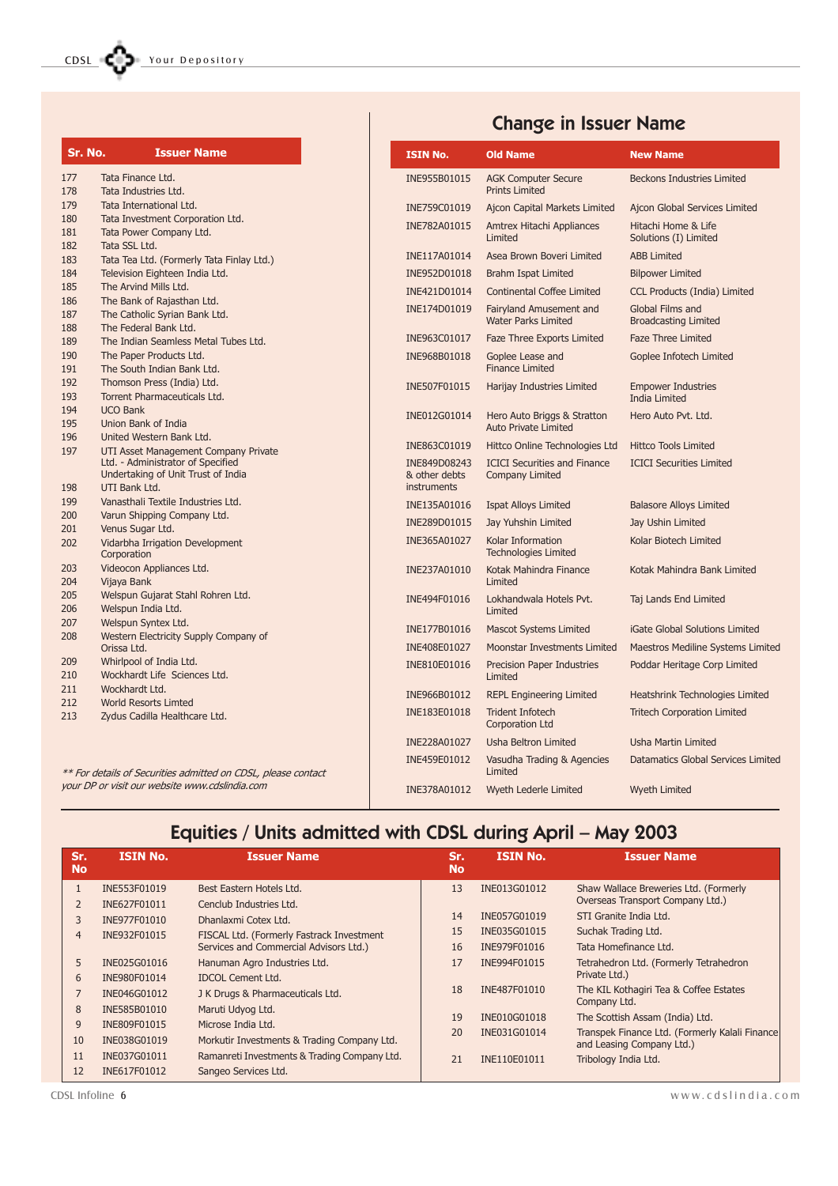| Sr. No. | Issuer Name |
|---|---|
| 177 | Tata Finance Ltd. |
| 178 | Tata Industries Ltd. |
| 179 | Tata International Ltd. |
| 180 | Tata Investment Corporation Ltd. |
| 181 | Tata Power Company Ltd. |
| 182 | Tata SSL Ltd. |
| 183 | Tata Tea Ltd. (Formerly Tata Finlay Ltd.) |
| 184 | Television Eighteen India Ltd. |
| 185 | The Arvind Mills Ltd. |
| 186 | The Bank of Rajasthan Ltd. |
| 187 | The Catholic Syrian Bank Ltd. |
| 188 | The Federal Bank Ltd. |
| 189 | The Indian Seamless Metal Tubes Ltd. |
| 190 | The Paper Products Ltd. |
| 191 | The South Indian Bank Ltd. |
| 192 | Thomson Press (India) Ltd. |
| 193 | Torrent Pharmaceuticals Ltd. |
| 194 | UCO Bank |
| 195 | Union Bank of India |
| 196 | United Western Bank Ltd. |
| 197 | UTI Asset Management Company Private Ltd. - Administrator of Specified Undertaking of Unit Trust of India |
| 198 | UTI Bank Ltd. |
| 199 | Vanasthali Textile Industries Ltd. |
| 200 | Varun Shipping Company Ltd. |
| 201 | Venus Sugar Ltd. |
| 202 | Vidarbha Irrigation Development Corporation |
| 203 | Videocon Appliances Ltd. |
| 204 | Vijaya Bank |
| 205 | Welspun Gujarat Stahl Rohren Ltd. |
| 206 | Welspun India Ltd. |
| 207 | Welspun Syntex Ltd. |
| 208 | Western Electricity Supply Company of Orissa Ltd. |
| 209 | Whirlpool of India Ltd. |
| 210 | Wockhardt Life Sciences Ltd. |
| 211 | Wockhardt Ltd. |
| 212 | World Resorts Limited |
| 213 | Zydus Cadilla Healthcare Ltd. |

*** For details of Securities admitted on CDSL, please contact your DP or visit our website www.cdslindia.com*

## Change in Issuer Name

| ISIN No. | Old Name | New Name |
|---|---|---|
| INE955B01015 | AGK Computer Secure Prints Limited | Beckons Industries Limited |
| INE759C01019 | Ajcon Capital Markets Limited | Ajcon Global Services Limited |
| INE782A01015 | Amtrex Hitachi Appliances Limited | Hitachi Home & Life Solutions (I) Limited |
| INE117A01014 | Asea Brown Boveri Limited | ABB Limited |
| INE952D01018 | Brahm Ispat Limited | Bilpower Limited |
| INE421D01014 | Continental Coffee Limited | CCL Products (India) Limited |
| INE174D01019 | Fairyland Amusement and Water Parks Limited | Global Films and Broadcasting Limited |
| INE963C01017 | Faze Three Exports Limited | Faze Three Limited |
| INE968B01018 | Goplee Lease and Finance Limited | Goplee Infotech Limited |
| INE507F01015 | Harijay Industries Limited | Empower Industries India Limited |
| INE012G01014 | Hero Auto Briggs & Stratton Auto Private Limited | Hero Auto Pvt. Ltd. |
| INE863C01019 | Hittco Online Technologies Ltd | Hittco Tools Limited |
| INE849D08243 & other debts instruments | ICICI Securities and Finance Company Limited | ICICI Securities Limited |
| INE135A01016 | Ispat Alloys Limited | Balasore Alloys Limited |
| INE289D01015 | Jay Yuhshin Limited | Jay Ushin Limited |
| INE365A01027 | Kolar Information Technologies Limited | Kolar Biotech Limited |
| INE237A01010 | Kotak Mahindra Finance Limited | Kotak Mahindra Bank Limited |
| INE494F01016 | Lokhandwala Hotels Pvt. Limited | Taj Lands End Limited |
| INE177B01016 | Mascot Systems Limited | iGate Global Solutions Limited |
| INE408E01027 | Moonstar Investments Limited | Maestros Mediline Systems Limited |
| INE810E01016 | Precision Paper Industries Limited | Poddar Heritage Corp Limited |
| INE966B01012 | REPL Engineering Limited | Heatshrink Technologies Limited |
| INE183E01018 | Trident Infotech Corporation Ltd | Tritech Corporation Limited |
| INE228A01027 | Usha Beltron Limited | Usha Martin Limited |
| INE459E01012 | Vasudha Trading & Agencies Limited | Datamatics Global Services Limited |
| INE378A01012 | Wyeth Lederle Limited | Wyeth Limited |

## Equities / Units admitted with CDSL during April – May 2003

| Sr. No | ISIN No. | Issuer Name |
|---|---|---|
| 1 | INE553F01019 | Best Eastern Hotels Ltd. |
| 2 | INE627F01011 | Cenclub Industries Ltd. |
| 3 | INE977F01010 | Dhanlaxmi Cotex Ltd. |
| 4 | INE932F01015 | FISCAL Ltd. (Formerly Fastrack Investment Services and Commercial Advisors Ltd.) |
| 5 | INE025G01016 | Hanuman Agro Industries Ltd. |
| 6 | INE980F01014 | IDCOL Cement Ltd. |
| 7 | INE046G01012 | J K Drugs & Pharmaceuticals Ltd. |
| 8 | INE585B01010 | Maruti Udyog Ltd. |
| 9 | INE809F01015 | Microse India Ltd. |
| 10 | INE038G01019 | Morkutir Investments & Trading Company Ltd. |
| 11 | INE037G01011 | Ramanreti Investments & Trading Company Ltd. |
| 12 | INE617F01012 | Sangeo Services Ltd. |
| 13 | INE013G01012 | Shaw Wallace Breweries Ltd. (Formerly Overseas Transport Company Ltd.) |
| 14 | INE057G01019 | STI Granite India Ltd. |
| 15 | INE035G01015 | Suchak Trading Ltd. |
| 16 | INE979F01016 | Tata Homefinance Ltd. |
| 17 | INE994F01015 | Tetrahedron Ltd. (Formerly Tetrahedron Private Ltd.) |
| 18 | INE487F01010 | The KIL Kothagiri Tea & Coffee Estates Company Ltd. |
| 19 | INE010G01018 | The Scottish Assam (India) Ltd. |
| 20 | INE031G01014 | Transpek Finance Ltd. (Formerly Kalali Finance and Leasing Company Ltd.) |
| 21 | INE110E01011 | Tribology India Ltd. |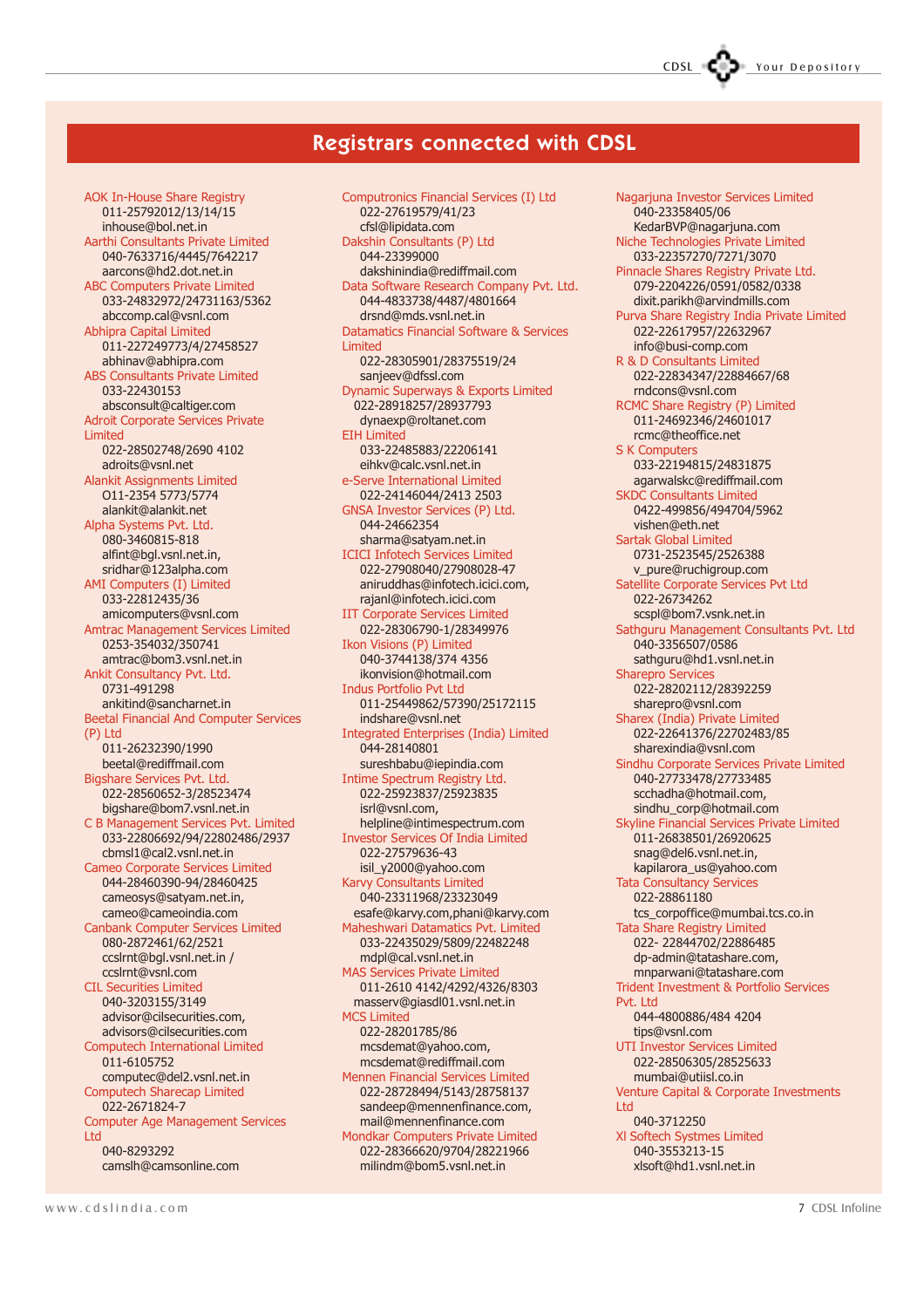# Registrars connected with CDSL

AOK In-House Share Registry
011-25792012/13/14/15
inhouse@bol.net.in

Aarthi Consultants Private Limited
040-7633716/4445/7642217
aarcons@hd2.dot.net.in

ABC Computers Private Limited
033-24832972/24731163/5362
abccomp.cal@vsnl.com

Abhipra Capital Limited
011-227249773/4/27458527
abhinav@abhipra.com

ABS Consultants Private Limited
033-22430153
absconsult@caltiger.com

Adroit Corporate Services Private Limited
022-28502748/2690 4102
adroits@vsnl.net

Alankit Assignments Limited
011-2354 5773/5774
alankit@alankit.net

Alpha Systems Pvt. Ltd.
080-3460815-818
alfint@bgl.vsnl.net.in,
sridhar@123alpha.com

AMI Computers (I) Limited
033-22812435/36
amicomputers@vsnl.com

Amtrac Management Services Limited
0253-354032/350741
amtrac@bom3.vsnl.net.in

Ankit Consultancy Pvt. Ltd.
0731-491298
ankitind@sancharnet.in

Beetal Financial And Computer Services (P) Ltd
011-26232390/1990
beetal@rediffmail.com

Bigshare Services Pvt. Ltd.
022-28560652-3/28523474
bigshare@bom7.vsnl.net.in

C B Management Services Pvt. Limited
033-22806692/94/22802486/2937
cbmsl1@cal2.vsnl.net.in

Cameo Corporate Services Limited
044-28460390-94/28460425
cameosys@satyam.net.in,
cameo@cameoindia.com

Canbank Computer Services Limited
080-2872461/62/2521
ccslrnt@bgl.vsnl.net.in /
ccslrnt@vsnl.com

CIL Securities Limited
040-3203155/3149
advisor@cilsecurities.com,
advisors@cilsecurities.com

Computech International Limited
011-6105752
computec@del2.vsnl.net.in

Computech Sharecap Limited
022-2671824-7

Computer Age Management Services Ltd
040-8293292
camslh@camsonline.com

Computronics Financial Services (I) Ltd
022-27619579/41/23
cfsl@lipidata.com

Dakshin Consultants (P) Ltd
044-23399000
dakshinindia@rediffmail.com

Data Software Research Company Pvt. Ltd.
044-4833738/4487/4801664
drsnd@mds.vsnl.net.in

Datamatics Financial Software & Services Limited
022-28305901/28375519/24
sanjeev@dfssl.com

Dynamic Superways & Exports Limited
022-28918257/28937793
dynaexp@roltanet.com

EIH Limited
033-22485883/22206141
eihkv@calc.vsnl.net.in

e-Serve International Limited
022-24146044/2413 2503

GNSA Investor Services (P) Ltd.
044-24662354
sharma@satyam.net.in

ICICI Infotech Services Limited
022-27908040/27908028-47
aniruddhas@infotech.icici.com,
rajanl@infotech.icici.com

IIT Corporate Services Limited
022-28306790-1/28349976

Ikon Visions (P) Limited
040-3744138/374 4356
ikonvision@hotmail.com

Indus Portfolio Pvt Ltd
011-25449862/57390/25172115
indshare@vsnl.net

Integrated Enterprises (India) Limited
044-28140801
sureshbabu@iepindia.com

Intime Spectrum Registry Ltd.
022-25923837/25923835
isrl@vsnl.com,
helpline@intimespectrum.com

Investor Services Of India Limited
022-27579636-43
isil_y2000@yahoo.com

Karvy Consultants Limited
040-23311968/23323049
esafe@karvy.com,phani@karvy.com

Maheshwari Datamatics Pvt. Limited
033-22435029/5809/22482248
mdpl@cal.vsnl.net.in

MAS Services Private Limited
011-2610 4142/4292/4326/8303
masserv@giasdl01.vsnl.net.in

MCS Limited
022-28201785/86
mcsdemat@yahoo.com,
mcsdemat@rediffmail.com

Mennen Financial Services Limited
022-28728494/5143/28758137
sandeep@mennenfinance.com,
mail@mennenfinance.com

Mondkar Computers Private Limited
022-28366620/9704/28221966
milindm@bom5.vsnl.net.in

Nagarjuna Investor Services Limited
040-23358405/06
KedarBVP@nagarjuna.com

Niche Technologies Private Limited
033-22357270/7271/3070

Pinnacle Shares Registry Private Ltd.
079-2204226/0591/0582/0338
dixit.parikh@arvindmills.com

Purva Share Registry India Private Limited
022-22617957/22632967
info@busi-comp.com

R & D Consultants Limited
022-22834347/22884667/68
rndcons@vsnl.com

RCMC Share Registry (P) Limited
011-24692346/24601017
rcmc@theoffice.net

S K Computers
033-22194815/24831875
agarwalskc@rediffmail.com

SKDC Consultants Limited
0422-499856/494704/5962
vishen@eth.net

Sartak Global Limited
0731-2523545/2526388
v_pure@ruchigroup.com

Satellite Corporate Services Pvt Ltd
022-26734262
scspl@bom7.vsnk.net.in

Sathguru Management Consultants Pvt. Ltd
040-3356507/0586
sathguru@hd1.vsnl.net.in

Sharepro Services
022-28202112/28392259
sharepro@vsnl.com

Sharex (India) Private Limited
022-22641376/22702483/85
sharexindia@vsnl.com

Sindhu Corporate Services Private Limited
040-27733478/27733485
scchadha@hotmail.com,
sindhu_corp@hotmail.com

Skyline Financial Services Private Limited
011-26838501/26920625
snag@del6.vsnl.net.in,
kapilarora_us@yahoo.com

Tata Consultancy Services
022-28861180
tcs_corpoffice@mumbai.tcs.co.in

Tata Share Registry Limited
022- 22844702/22886485
dp-admin@tatashare.com,
mnparwani@tatashare.com

Trident Investment & Portfolio Services Pvt. Ltd
044-4800886/484 4204
tips@vsnl.com

UTI Investor Services Limited
022-28506305/28525633
mumbai@utiisl.co.in

Venture Capital & Corporate Investments Ltd
040-3712250

Xl Softech Systmes Limited
040-3553213-15
xlsoft@hd1.vsnl.net.in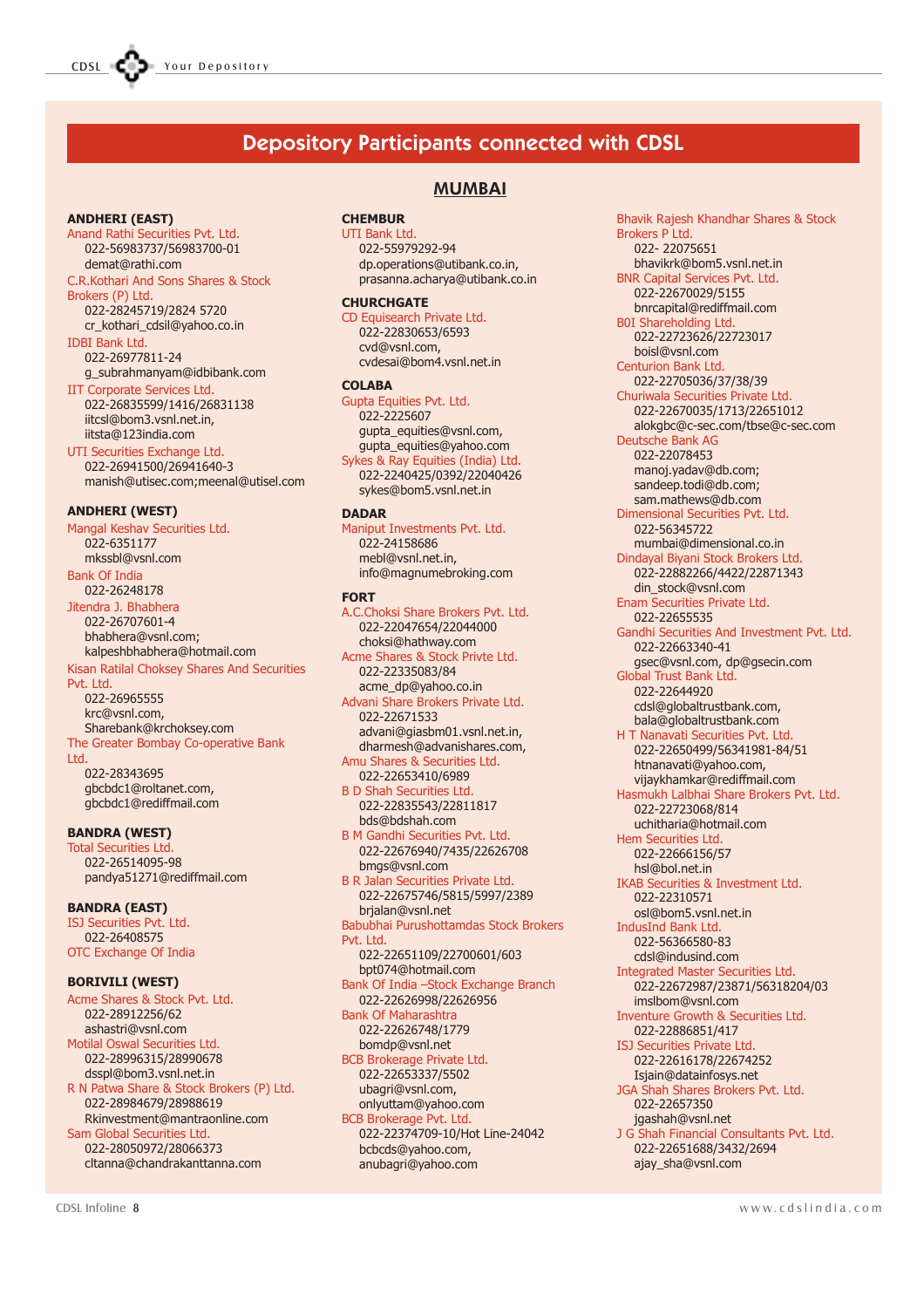## Depository Participants connected with CDSL

### MUMBAI

**ANDHERI (EAST)**

Anand Rathi Securities Pvt. Ltd.
022-56983737/56983700-01
demat@rathi.com

C.R.Kothari And Sons Shares & Stock Brokers (P) Ltd.
022-28245719/2824 5720
cr_kothari_cdsil@yahoo.co.in

IDBI Bank Ltd.
022-26977811-24
g_subrahmanyam@idbibank.com

IIT Corporate Services Ltd.
022-26835599/1416/26831138
iitcsl@bom3.vsnl.net.in,
iitsta@123india.com

UTI Securities Exchange Ltd.
022-26941500/26941640-3
manish@utisec.com;meenal@utisel.com

**ANDHERI (WEST)**

Mangal Keshav Securities Ltd.
022-6351177
mkssbl@vsnl.com

Bank Of India
022-26248178

Jitendra J. Bhabhera
022-26707601-4
bhabhera@vsnl.com;
kalpeshbhabhera@hotmail.com

Kisan Ratilal Choksey Shares And Securities Pvt. Ltd.
022-26965555
krc@vsnl.com,
Sharebank@krchoksey.com

The Greater Bombay Co-operative Bank Ltd.
022-28343695
gbcbdc1@roltanet.com,
gbcbdc1@rediffmail.com

**BANDRA (WEST)**

Total Securities Ltd.
022-26514095-98
pandya51271@rediffmail.com

**BANDRA (EAST)**

ISJ Securities Pvt. Ltd.
022-26408575

OTC Exchange Of India

**BORIVILI (WEST)**

Acme Shares & Stock Pvt. Ltd.
022-28912256/62
ashastri@vsnl.com

Motilal Oswal Securities Ltd.
022-28996315/28990678
dsspl@bom3.vsnl.net.in

R N Patwa Share & Stock Brokers (P) Ltd.
022-28984679/28988619
Rkinvestment@mantraonline.com

Sam Global Securities Ltd.
022-28050972/28066373
cltanna@chandrakanttanna.com

**CHEMBUR**

UTI Bank Ltd.
022-55979292-94
dp.operations@utibank.co.in,
prasanna.acharya@utibank.co.in

**CHURCHGATE**

CD Equisearch Private Ltd.
022-22830653/6593
cvd@vsnl.com,
cvdesai@bom4.vsnl.net.in

**COLABA**

Gupta Equities Pvt. Ltd.
022-2225607
gupta_equities@vsnl.com,
gupta_equities@yahoo.com

Sykes & Ray Equities (India) Ltd.
022-2240425/0392/22040426
sykes@bom5.vsnl.net.in

**DADAR**

Maniput Investments Pvt. Ltd.
022-24158686
mebl@vsnl.net.in,
info@magnumebroking.com

**FORT**

A.C.Choksi Share Brokers Pvt. Ltd.
022-22047654/22044000
choksi@hathway.com

Acme Shares & Stock Privte Ltd.
022-22335083/84
acme_dp@yahoo.co.in

Advani Share Brokers Private Ltd.
022-22671533
advani@giasbm01.vsnl.net.in,
dharmesh@advanishares.com,

Amu Shares & Securities Ltd.
022-22653410/6989

B D Shah Securities Ltd.
022-22835543/22811817
bds@bdshah.com

B M Gandhi Securities Pvt. Ltd.
022-22676940/7435/22626708
bmgs@vsnl.com

B R Jalan Securities Private Ltd.
022-22675746/5815/5997/2389
brjalan@vsnl.net

Babubhai Purushottamdas Stock Brokers Pvt. Ltd.
022-22651109/22700601/603
bpt074@hotmail.com

Bank Of India –Stock Exchange Branch
022-22626998/22626956

Bank Of Maharashtra
022-22626748/1779
bomdp@vsnl.net

BCB Brokerage Private Ltd.
022-22653337/5502
ubagri@vsnl.com,
onlyuttam@yahoo.com

BCB Brokerage Pvt. Ltd.
022-22374709-10/Hot Line-24042
bcbcds@yahoo.com,
anubagri@yahoo.com

Bhavik Rajesh Khandhar Shares & Stock Brokers P Ltd.
022- 22075651
bhavikrk@bom5.vsnl.net.in

BNR Capital Services Pvt. Ltd.
022-22670029/5155
bnrcapital@rediffmail.com

BOI Shareholding Ltd.
022-22723626/22723017
boisl@vsnl.com

Centurion Bank Ltd.
022-22705036/37/38/39

Churiwala Securities Private Ltd.
022-22670035/1713/22651012
alokgbc@c-sec.com/tbse@c-sec.com

Deutsche Bank AG
022-22078453
manoj.yadav@db.com;
sandeep.todi@db.com;
sam.mathews@db.com

Dimensional Securities Pvt. Ltd.
022-56345722
mumbai@dimensional.co.in

Dindayal Biyani Stock Brokers Ltd.
022-22882266/4422/22871343
din_stock@vsnl.com

Enam Securities Private Ltd.
022-22655535

Gandhi Securities And Investment Pvt. Ltd.
022-22663340-41
gsec@vsnl.com, dp@gsecin.com

Global Trust Bank Ltd.
022-22644920
cdsl@globaltrustbank.com,
bala@globaltrustbank.com

H T Nanavati Securities Pvt. Ltd.
022-22650499/56341981-84/51
htnanavati@yahoo.com,
vijaykhamkar@rediffmail.com

Hasmukh Lalbhai Share Brokers Pvt. Ltd.
022-22723068/814
uchitharia@hotmail.com

Hem Securities Ltd.
022-22666156/57
hsl@bol.net.in

IKAB Securities & Investment Ltd.
022-22310571
osl@bom5.vsnl.net.in

IndusInd Bank Ltd.
022-56366580-83
cdsl@indusind.com

Integrated Master Securities Ltd.
022-22672987/23871/56318204/03
imslbom@vsnl.com

Inventure Growth & Securities Ltd.
022-22886851/417

ISJ Securities Private Ltd.
022-22616178/22674252
Isjain@datainfosys.net

JGA Shah Shares Brokers Pvt. Ltd.
022-22657350
jgashah@vsnl.net

J G Shah Financial Consultants Pvt. Ltd.
022-22651688/3432/2694
ajay_sha@vsnl.com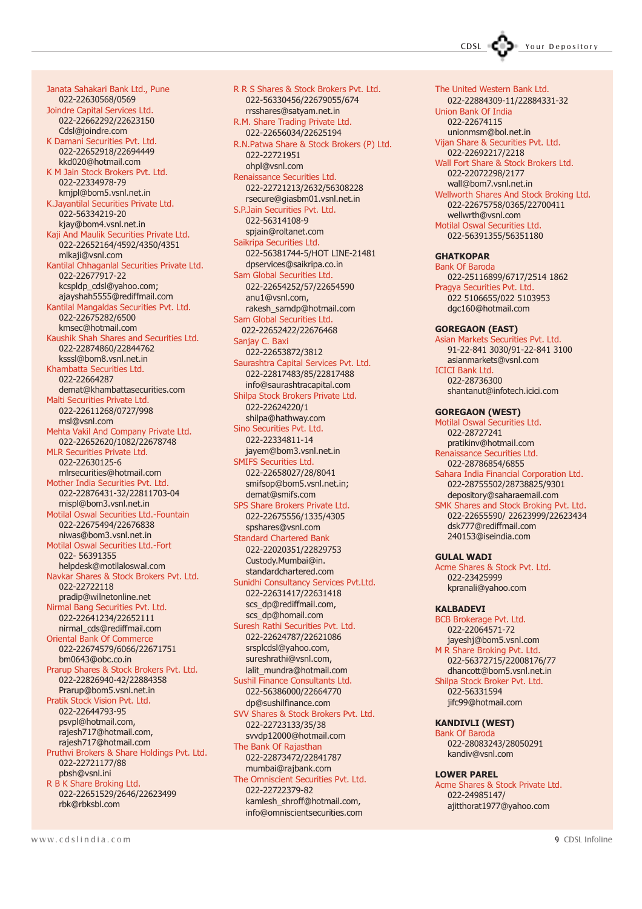Janata Sahakari Bank Ltd., Pune
022-22630568/0569

Joindre Capital Services Ltd.
022-22662292/22623150
Cdsl@joindre.com

K Damani Securities Pvt. Ltd.
022-22652918/22694449
kkd020@hotmail.com

K M Jain Stock Brokers Pvt. Ltd.
022-22334978-79
kmjpl@bom5.vsnl.net.in

K.Jayantilal Securities Private Ltd.
022-56334219-20
kjay@bom4.vsnl.net.in

Kaji And Maulik Securities Private Ltd.
022-22652164/4592/4350/4351
mlkaji@vsnl.com

Kantilal Chhaganlal Securities Private Ltd.
022-22677917-22
kcspldp_cdsl@yahoo.com;
ajayshah5555@rediffmail.com

Kantilal Mangaldas Securities Pvt. Ltd.
022-22675282/6500
kmsec@hotmail.com

Kaushik Shah Shares and Securities Ltd.
022-22874860/22844762
ksssl@bom8.vsnl.net.in

Khambatta Securities Ltd.
022-22664287
demat@khambattasecurities.com

Malti Securities Private Ltd.
022-22611268/0727/998
msl@vsnl.com

Mehta Vakil And Company Private Ltd.
022-22652620/1082/22678748

MLR Securities Private Ltd.
022-22630125-6
mlrsecurities@hotmail.com

Mother India Securities Pvt. Ltd.
022-22876431-32/22811703-04
mispl@bom3.vsnl.net.in

Motilal Oswal Securities Ltd.-Fountain
022-22675494/22676838
niwas@bom3.vsnl.net.in

Motilal Oswal Securities Ltd.-Fort
022- 56391355
helpdesk@motilaloswal.com

Navkar Shares & Stock Brokers Pvt. Ltd.
022-22722118
pradip@wilnetonline.net

Nirmal Bang Securities Pvt. Ltd.
022-22641234/22652111
nirmal_cds@rediffmail.com

Oriental Bank Of Commerce
022-22674579/6066/22671751
bm0643@obc.co.in

Prarup Shares & Stock Brokers Pvt. Ltd.
022-22826940-42/22884358
Prarup@bom5.vsnl.net.in

Pratik Stock Vision Pvt. Ltd.
022-22644793-95
psvpl@hotmail.com,
rajesh717@hotmail.com,
rajesh717@hotmail.com

Pruthvi Brokers & Share Holdings Pvt. Ltd.
022-22721177/88
pbsh@vsnl.ini

R B K Share Broking Ltd.
022-22651529/2646/22623499
rbk@rbksbl.com

R R S Shares & Stock Brokers Pvt. Ltd.
022-56330456/22679055/674
rrsshares@satyam.net.in

R.M. Share Trading Private Ltd.
022-22656034/22625194

R.N.Patwa Share & Stock Brokers (P) Ltd.
022-22721951
ohpl@vsnl.com

Renaissance Securities Ltd.
022-22721213/2632/56308228
rsecure@giasbm01.vsnl.net.in

S.P.Jain Securities Pvt. Ltd.
022-56314108-9
spjain@roltanet.com

Saikripa Securities Ltd.
022-56381744-5/HOT LINE-21481
dpservices@saikripa.co.in

Sam Global Securities Ltd.
022-22654252/57/22654590
anu1@vsnl.com,
rakesh_samdp@hotmail.com

Sam Global Securities Ltd.
022-22652422/22676468

Sanjay C. Baxi
022-22653872/3812

Saurashtra Capital Services Pvt. Ltd.
022-22817483/85/22817488
info@saurashtracapital.com

Shilpa Stock Brokers Private Ltd.
022-22624220/1
shilpa@hathway.com

Sino Securities Pvt. Ltd.
022-22334811-14
jayem@bom3.vsnl.net.in

SMIFS Securities Ltd.
022-22658027/28/8041
smifsop@bom5.vsnl.net.in;
demat@smifs.com

SPS Share Brokers Private Ltd.
022-22675556/1335/4305
spshares@vsnl.com

Standard Chartered Bank
022-22020351/22829753
Custody.Mumbai@in.
standardchartered.com

Sunidhi Consultancy Services Pvt.Ltd.
022-22631417/22631418
scs_dp@rediffmail.com,
scs_dp@homail.com

Suresh Rathi Securities Pvt. Ltd.
022-22624787/22621086
srsplcdsl@yahoo.com,
sureshrathi@vsnl.com,
lalit_mundra@hotmail.com

Sushil Finance Consultants Ltd.
022-56386000/22664770
dp@sushilfinance.com

SVV Shares & Stock Brokers Pvt. Ltd.
022-22723133/35/38
svvdp12000@hotmail.com

The Bank Of Rajasthan
022-22873472/22841787
mumbai@rajbank.com

The Omniscient Securities Pvt. Ltd.
022-22722379-82
kamlesh_shroff@hotmail.com,
info@omniscientsecurities.com

The United Western Bank Ltd.
022-22884309-11/22884331-32

Union Bank Of India
022-22674115
unionmsm@bol.net.in

Vijan Share & Securities Pvt. Ltd.
022-22692217/2218

Wall Fort Share & Stock Brokers Ltd.
022-22072298/2177
wall@bom7.vsnl.net.in

Wellworth Shares And Stock Broking Ltd.
022-22675758/0365/22700411
wellwrth@vsnl.com

Motilal Oswal Securities Ltd.
022-56391355/56351180

**GHATKOPAR**

Bank Of Baroda
022-25116899/6717/2514 1862

Pragya Securities Pvt. Ltd.
022 5106655/022 5103953
dgc160@hotmail.com

**GOREGAON (EAST)**

Asian Markets Securities Pvt. Ltd.
91-22-841 3030/91-22-841 3100
asianmarkets@vsnl.com

ICICI Bank Ltd.
022-28736300
shantanut@infotech.icici.com

**GOREGAON (WEST)**

Motilal Oswal Securities Ltd.
022-28727241
pratikinv@hotmail.com

Renaissance Securities Ltd.
022-28786854/6855

Sahara India Financial Corporation Ltd.
022-28755502/28738825/9301
depository@saharaemail.com

SMK Shares and Stock Broking Pvt. Ltd.
022-22655590/ 22623999/22623434
dsk777@rediffmail.com
240153@iseindia.com

**GULAL WADI**

Acme Shares & Stock Pvt. Ltd.
022-23425999
kpranali@yahoo.com

**KALBADEVI**

BCB Brokerage Pvt. Ltd.
022-22064571-72
jayeshj@bom5.vsnl.com

M R Share Broking Pvt. Ltd.
022-56372715/22008176/77
dhancott@bom5.vsnl.net.in

Shilpa Stock Broker Pvt. Ltd.
022-56331594
jifc99@hotmail.com

**KANDIVLI (WEST)**

Bank Of Baroda
022-28083243/28050291
kandiv@vsnl.com

**LOWER PAREL**

Acme Shares & Stock Private Ltd.
022-24985147/
ajitthorat1977@yahoo.com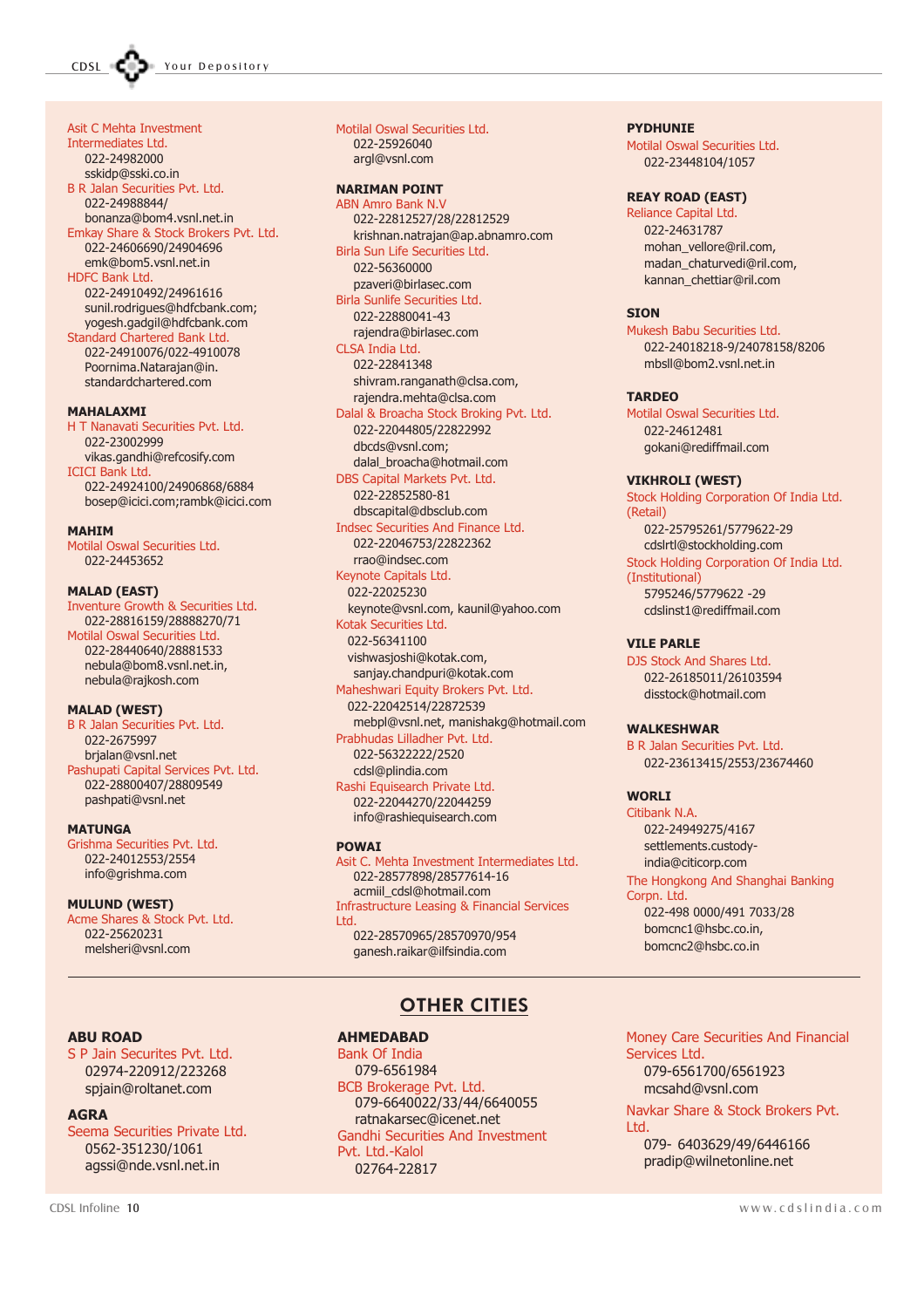Asit C Mehta Investment Intermediates Ltd.
022-24982000
sskidp@sski.co.in

B R Jalan Securities Pvt. Ltd.
022-24988844/
bonanza@bom4.vsnl.net.in

Emkay Share & Stock Brokers Pvt. Ltd.
022-24606690/24904696
emk@bom5.vsnl.net.in

HDFC Bank Ltd.
022-24910492/24961616
sunil.rodrigues@hdfcbank.com;
yogesh.gadgil@hdfcbank.com

Standard Chartered Bank Ltd.
022-24910076/022-4910078
Poornima.Natarajan@in.standardchartered.com

**MAHALAXMI**

H T Nanavati Securities Pvt. Ltd.
022-23002999
vikas.gandhi@refcosify.com

ICICI Bank Ltd.
022-24924100/24906868/6884
bosep@icici.com;rambk@icici.com

**MAHIM**

Motilal Oswal Securities Ltd.
022-24453652

**MALAD (EAST)**

Inventure Growth & Securities Ltd.
022-28816159/28888270/71

Motilal Oswal Securities Ltd.
022-28440640/28881533
nebula@bom8.vsnl.net.in,
nebula@rajkosh.com

**MALAD (WEST)**

B R Jalan Securities Pvt. Ltd.
022-2675997
brjalan@vsnl.net

Pashupati Capital Services Pvt. Ltd.
022-28800407/28809549
pashpati@vsnl.net

**MATUNGA**

Grishma Securities Pvt. Ltd.
022-24012553/2554
info@grishma.com

**MULUND (WEST)**

Acme Shares & Stock Pvt. Ltd.
022-25620231
melsheri@vsnl.com

Motilal Oswal Securities Ltd.
022-25926040
argl@vsnl.com

**NARIMAN POINT**

ABN Amro Bank N.V
022-22812527/28/22812529
krishnan.natrajan@ap.abnamro.com

Birla Sun Life Securities Ltd.
022-56360000
pzaveri@birlasec.com

Birla Sunlife Securities Ltd.
022-22880041-43
rajendra@birlasec.com

CLSA India Ltd.
022-22841348
shivram.ranganath@clsa.com,
rajendra.mehta@clsa.com

Dalal & Broacha Stock Broking Pvt. Ltd.
022-22044805/22822992
dbcds@vsnl.com;
dalal_broacha@hotmail.com

DBS Capital Markets Pvt. Ltd.
022-22852580-81
dbscapital@dbsclub.com

Indsec Securities And Finance Ltd.
022-22046753/22822362
rrao@indsec.com

Keynote Capitals Ltd.
022-22025230
keynote@vsnl.com, kaunil@yahoo.com

Kotak Securities Ltd.
022-56341100
vishwasjoshi@kotak.com,
sanjay.chandpuri@kotak.com

Maheshwari Equity Brokers Pvt. Ltd.
022-22042514/22872539
mebpl@vsnl.net, manishakg@hotmail.com

Prabhudas Lilladher Pvt. Ltd.
022-56322222/2520
cdsl@plindia.com

Rashi Equisearch Private Ltd.
022-22044270/22044259
info@rashiequisearch.com

**POWAI**

Asit C. Mehta Investment Intermediates Ltd.
022-28577898/28577614-16
acmiil_cdsl@hotmail.com

Infrastructure Leasing & Financial Services Ltd.
022-28570965/28570970/954
ganesh.raikar@ilfsindia.com

**PYDHUNIE**

Motilal Oswal Securities Ltd.
022-23448104/1057

**REAY ROAD (EAST)**

Reliance Capital Ltd.
022-24631787
mohan_vellore@ril.com,
madan_chaturvedi@ril.com,
kannan_chettiar@ril.com

**SION**

Mukesh Babu Securities Ltd.
022-24018218-9/24078158/8206
mbsll@bom2.vsnl.net.in

**TARDEO**

Motilal Oswal Securities Ltd.
022-24612481
gokani@rediffmail.com

**VIKHROLI (WEST)**

Stock Holding Corporation Of India Ltd. (Retail)
022-25795261/5779622-29
cdslrtl@stockholding.com

Stock Holding Corporation Of India Ltd. (Institutional)
5795246/5779622 -29
cdslinst1@rediffmail.com

**VILE PARLE**

DJS Stock And Shares Ltd.
022-26185011/26103594
disstock@hotmail.com

**WALKESHWAR**

B R Jalan Securities Pvt. Ltd.
022-23613415/2553/23674460

**WORLI**

Citibank N.A.
022-24949275/4167
settlements.custody-india@citicorp.com

The Hongkong And Shanghai Banking Corpn. Ltd.
022-498 0000/491 7033/28
bomcnc1@hsbc.co.in,
bomcnc2@hsbc.co.in

## OTHER CITIES

**ABU ROAD**

S P Jain Securites Pvt. Ltd.
02974-220912/223268
spjain@roltanet.com

**AGRA**

Seema Securities Private Ltd.
0562-351230/1061
agssi@nde.vsnl.net.in

**AHMEDABAD**

Bank Of India
079-6561984

BCB Brokerage Pvt. Ltd.
079-6640022/33/44/6640055
ratnakarsec@icenet.net

Gandhi Securities And Investment Pvt. Ltd.-Kalol
02764-22817

Money Care Securities And Financial Services Ltd.
079-6561700/6561923
mcsahd@vsnl.com

Navkar Share & Stock Brokers Pvt. Ltd.
079- 6403629/49/6446166
pradip@wilnetonline.net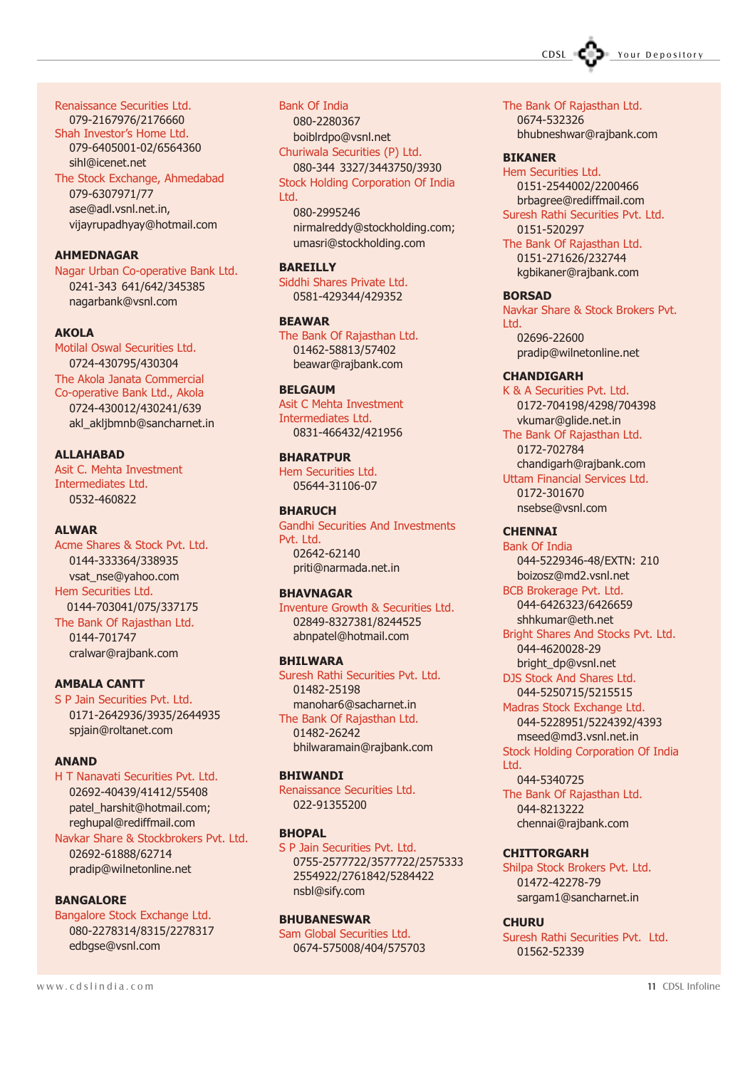Renaissance Securities Ltd.
079-2167976/2176660

Shah Investor's Home Ltd.
079-6405001-02/6564360
sihl@icenet.net

The Stock Exchange, Ahmedabad
079-6307971/77
ase@adl.vsnl.net.in,
vijayrupadhyay@hotmail.com

**AHMEDNAGAR**

Nagar Urban Co-operative Bank Ltd.
0241-343 641/642/345385
nagarbank@vsnl.com

**AKOLA**

Motilal Oswal Securities Ltd.
0724-430795/430304

The Akola Janata Commercial Co-operative Bank Ltd., Akola
0724-430012/430241/639
akl_akljbmnb@sancharnet.in

**ALLAHABAD**

Asit C. Mehta Investment Intermediates Ltd.
0532-460822

**ALWAR**

Acme Shares & Stock Pvt. Ltd.
0144-333364/338935
vsat_nse@yahoo.com

Hem Securities Ltd.
0144-703041/075/337175

The Bank Of Rajasthan Ltd.
0144-701747
cralwar@rajbank.com

**AMBALA CANTT**

S P Jain Securities Pvt. Ltd.
0171-2642936/3935/2644935
spjain@roltanet.com

**ANAND**

H T Nanavati Securities Pvt. Ltd.
02692-40439/41412/55408
patel_harshit@hotmail.com;
reghupal@rediffmail.com

Navkar Share & Stockbrokers Pvt. Ltd.
02692-61888/62714
pradip@wilnetonline.net

**BANGALORE**

Bangalore Stock Exchange Ltd.
080-2278314/8315/2278317
edbgse@vsnl.com

Bank Of India
080-2280367
boiblrdpo@vsnl.net

Churiwala Securities (P) Ltd.
080-344 3327/3443750/3930

Stock Holding Corporation Of India Ltd.
080-2995246
nirmalreddy@stockholding.com;
umasri@stockholding.com

**BAREILLY**

Siddhi Shares Private Ltd.
0581-429344/429352

**BEAWAR**

The Bank Of Rajasthan Ltd.
01462-58813/57402
beawar@rajbank.com

**BELGAUM**

Asit C Mehta Investment Intermediates Ltd.
0831-466432/421956

**BHARATPUR**

Hem Securities Ltd.
05644-31106-07

**BHARUCH**

Gandhi Securities And Investments Pvt. Ltd.
02642-62140
priti@narmada.net.in

**BHAVNAGAR**

Inventure Growth & Securities Ltd.
02849-8327381/8244525
abnpatel@hotmail.com

**BHILWARA**

Suresh Rathi Securities Pvt. Ltd.
01482-25198
manohar6@sacharnet.in

The Bank Of Rajasthan Ltd.
01482-26242
bhilwaramain@rajbank.com

**BHIWANDI**

Renaissance Securities Ltd.
022-91355200

**BHOPAL**

S P Jain Securities Pvt. Ltd.
0755-2577722/3577722/2575333
2554922/2761842/5284422
nsbl@sify.com

**BHUBANESWAR**

Sam Global Securities Ltd.
0674-575008/404/575703

The Bank Of Rajasthan Ltd.
0674-532326
bhubneshwar@rajbank.com

**BIKANER**

Hem Securities Ltd.
0151-2544002/2200466
brbagree@rediffmail.com

Suresh Rathi Securities Pvt. Ltd.
0151-520297

The Bank Of Rajasthan Ltd.
0151-271626/232744
kgbikaner@rajbank.com

**BORSAD**

Navkar Share & Stock Brokers Pvt. Ltd.
02696-22600
pradip@wilnetonline.net

**CHANDIGARH**

K & A Securities Pvt. Ltd.
0172-704198/4298/704398
vkumar@glide.net.in

The Bank Of Rajasthan Ltd.
0172-702784
chandigarh@rajbank.com

Uttam Financial Services Ltd.
0172-301670
nsebse@vsnl.com

**CHENNAI**

Bank Of India
044-5229346-48/EXTN: 210
boizosz@md2.vsnl.net

BCB Brokerage Pvt. Ltd.
044-6426323/6426659
shhkumar@eth.net

Bright Shares And Stocks Pvt. Ltd.
044-4620028-29
bright_dp@vsnl.net

DJS Stock And Shares Ltd.
044-5250715/5215515

Madras Stock Exchange Ltd.
044-5228951/5224392/4393
mseed@md3.vsnl.net.in

Stock Holding Corporation Of India Ltd.
044-5340725

The Bank Of Rajasthan Ltd.
044-8213222
chennai@rajbank.com

**CHITTORGARH**

Shilpa Stock Brokers Pvt. Ltd.
01472-42278-79
sargam1@sancharnet.in

**CHURU**

Suresh Rathi Securities Pvt. Ltd.
01562-52339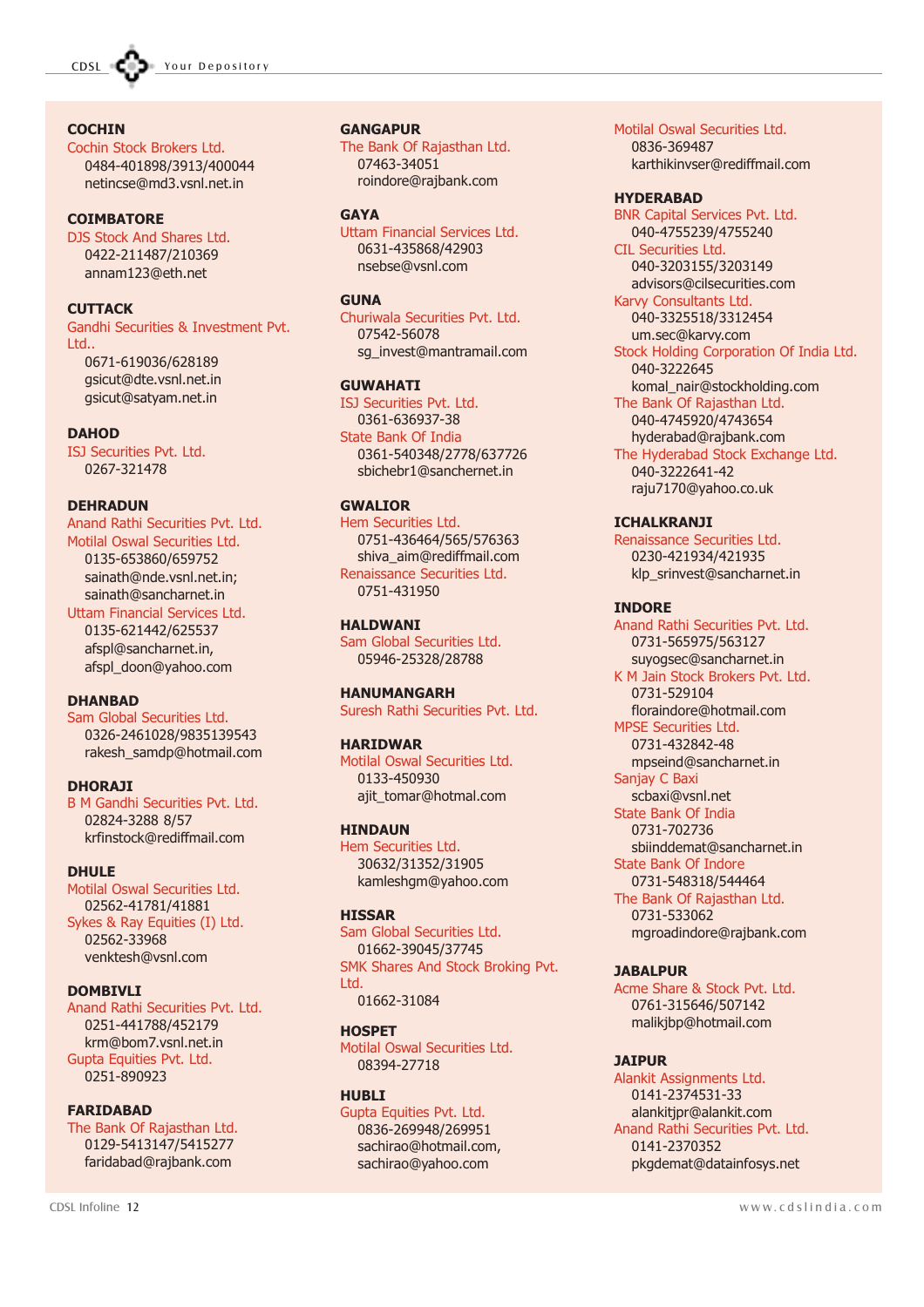**COCHIN**

Cochin Stock Brokers Ltd.
0484-401898/3913/400044
netincse@md3.vsnl.net.in

**COIMBATORE**

DJS Stock And Shares Ltd.
0422-211487/210369
annam123@eth.net

**CUTTACK**

Gandhi Securities & Investment Pvt. Ltd..
0671-619036/628189
gsicut@dte.vsnl.net.in
gsicut@satyam.net.in

**DAHOD**

ISJ Securities Pvt. Ltd.
0267-321478

**DEHRADUN**

Anand Rathi Securities Pvt. Ltd.
Motilal Oswal Securities Ltd.
0135-653860/659752
sainath@nde.vsnl.net.in;
sainath@sancharnet.in
Uttam Financial Services Ltd.
0135-621442/625537
afspl@sancharnet.in,
afspl_doon@yahoo.com

**DHANBAD**

Sam Global Securities Ltd.
0326-2461028/9835139543
rakesh_samdp@hotmail.com

**DHORAJI**

B M Gandhi Securities Pvt. Ltd.
02824-3288 8/57
krfinstock@rediffmail.com

**DHULE**

Motilal Oswal Securities Ltd.
02562-41781/41881
Sykes & Ray Equities (I) Ltd.
02562-33968
venktesh@vsnl.com

**DOMBIVLI**

Anand Rathi Securities Pvt. Ltd.
0251-441788/452179
krm@bom7.vsnl.net.in
Gupta Equities Pvt. Ltd.
0251-890923

**FARIDABAD**

The Bank Of Rajasthan Ltd.
0129-5413147/5415277
faridabad@rajbank.com

**GANGAPUR**

The Bank Of Rajasthan Ltd.
07463-34051
roindore@rajbank.com

**GAYA**

Uttam Financial Services Ltd.
0631-435868/42903
nsebse@vsnl.com

**GUNA**

Churiwala Securities Pvt. Ltd.
07542-56078
sg_invest@mantramail.com

**GUWAHATI**

ISJ Securities Pvt. Ltd.
0361-636937-38
State Bank Of India
0361-540348/2778/637726
sbichebr1@sanchernet.in

**GWALIOR**

Hem Securities Ltd.
0751-436464/565/576363
shiva_aim@rediffmail.com
Renaissance Securities Ltd.
0751-431950

**HALDWANI**

Sam Global Securities Ltd.
05946-25328/28788

**HANUMANGARH**

Suresh Rathi Securities Pvt. Ltd.

**HARIDWAR**

Motilal Oswal Securities Ltd.
0133-450930
ajit_tomar@hotmal.com

**HINDAUN**

Hem Securities Ltd.
30632/31352/31905
kamleshgm@yahoo.com

**HISSAR**

Sam Global Securities Ltd.
01662-39045/37745
SMK Shares And Stock Broking Pvt. Ltd.
01662-31084

**HOSPET**

Motilal Oswal Securities Ltd.
08394-27718

**HUBLI**

Gupta Equities Pvt. Ltd.
0836-269948/269951
sachirao@hotmail.com,
sachirao@yahoo.com

Motilal Oswal Securities Ltd.
0836-369487
karthikinvser@rediffmail.com

**HYDERABAD**

BNR Capital Services Pvt. Ltd.
040-4755239/4755240
CIL Securities Ltd.
040-3203155/3203149
advisors@cilsecurities.com
Karvy Consultants Ltd.
040-3325518/3312454
um.sec@karvy.com
Stock Holding Corporation Of India Ltd.
040-3222645
komal_nair@stockholding.com
The Bank Of Rajasthan Ltd.
040-4745920/4743654
hyderabad@rajbank.com
The Hyderabad Stock Exchange Ltd.
040-3222641-42
raju7170@yahoo.co.uk

**ICHALKRANJI**

Renaissance Securities Ltd.
0230-421934/421935
klp_srinvest@sancharnet.in

**INDORE**

Anand Rathi Securities Pvt. Ltd.
0731-565975/563127
suyogsec@sancharnet.in
K M Jain Stock Brokers Pvt. Ltd.
0731-529104
floraindore@hotmail.com
MPSE Securities Ltd.
0731-432842-48
mpseind@sancharnet.in
Sanjay C Baxi
scbaxi@vsnl.net
State Bank Of India
0731-702736
sbiinddemat@sancharnet.in
State Bank Of Indore
0731-548318/544464
The Bank Of Rajasthan Ltd.
0731-533062
mgroadindore@rajbank.com

**JABALPUR**

Acme Share & Stock Pvt. Ltd.
0761-315646/507142
malikjbp@hotmail.com

**JAIPUR**

Alankit Assignments Ltd.
0141-2374531-33
alankitjpr@alankit.com
Anand Rathi Securities Pvt. Ltd.
0141-2370352
pkgdemat@datainfosys.net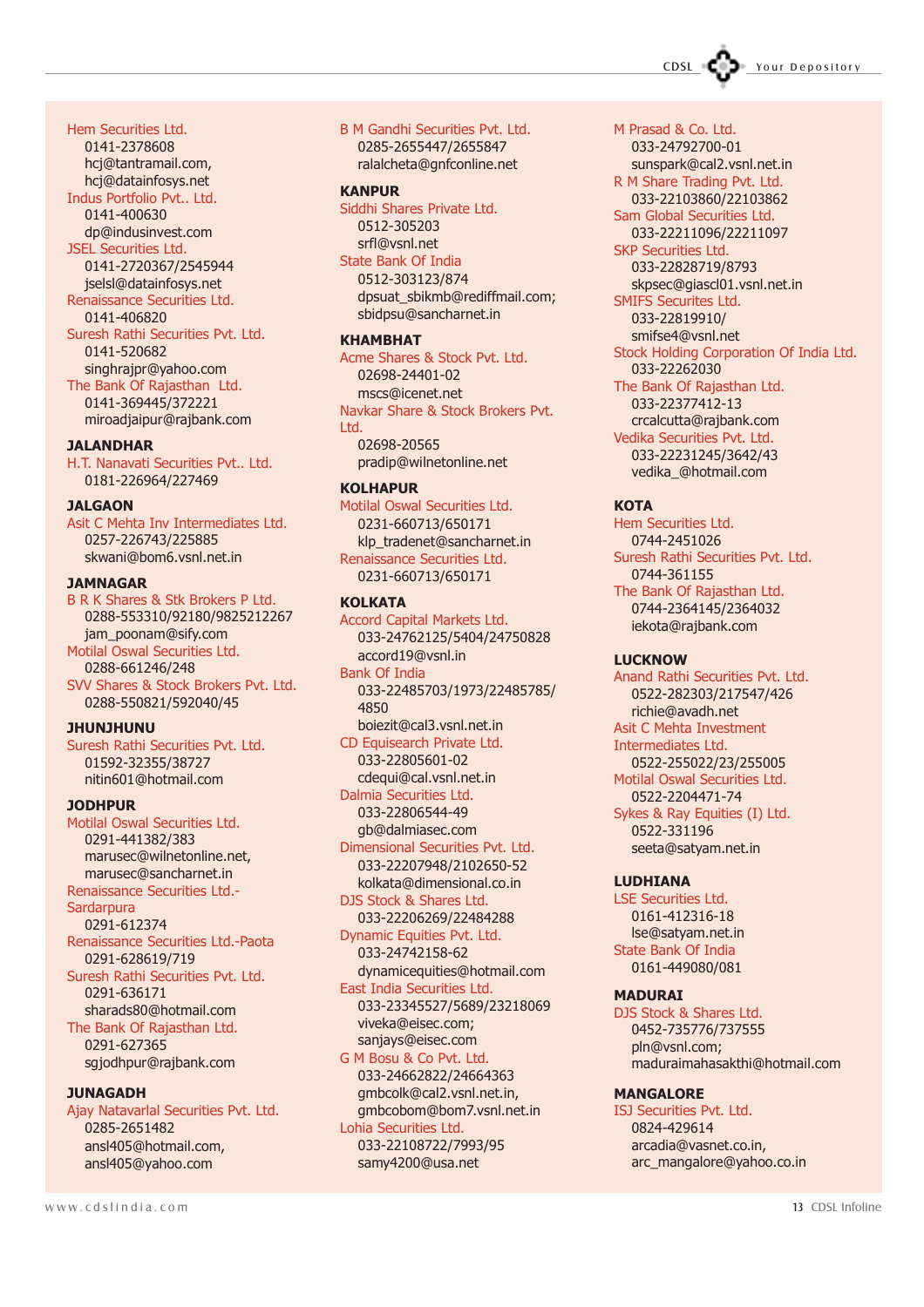Hem Securities Ltd.
0141-2378608
hcj@tantramail.com,
hcj@datainfosys.net

Indus Portfolio Pvt.. Ltd.
0141-400630
dp@indusinvest.com

JSEL Securities Ltd.
0141-2720367/2545944
jselsl@datainfosys.net

Renaissance Securities Ltd.
0141-406820

Suresh Rathi Securities Pvt. Ltd.
0141-520682
singhrajpr@yahoo.com

The Bank Of Rajasthan Ltd.
0141-369445/372221
miroadjaipur@rajbank.com

### JALANDHAR

H.T. Nanavati Securities Pvt.. Ltd.
0181-226964/227469

### JALGAON

Asit C Mehta Inv Intermediates Ltd.
0257-226743/225885
skwani@bom6.vsnl.net.in

### JAMNAGAR

B R K Shares & Stk Brokers P Ltd.
0288-553310/92180/9825212267
jam_poonam@sify.com

Motilal Oswal Securities Ltd.
0288-661246/248

SVV Shares & Stock Brokers Pvt. Ltd.
0288-550821/592040/45

### JHUNJHUNU

Suresh Rathi Securities Pvt. Ltd.
01592-32355/38727
nitin601@hotmail.com

### JODHPUR

Motilal Oswal Securities Ltd.
0291-441382/383
marusec@wilnetonline.net,
marusec@sancharnet.in

Renaissance Securities Ltd.-Sardarpura
0291-612374

Renaissance Securities Ltd.-Paota
0291-628619/719

Suresh Rathi Securities Pvt. Ltd.
0291-636171
sharads80@hotmail.com

The Bank Of Rajasthan Ltd.
0291-627365
sgjodhpur@rajbank.com

### JUNAGADH

Ajay Natavarlal Securities Pvt. Ltd.
0285-2651482
ansl405@hotmail.com,
ansl405@yahoo.com

B M Gandhi Securities Pvt. Ltd.
0285-2655447/2655847
ralalcheta@gnfconline.net

### KANPUR

Siddhi Shares Private Ltd.
0512-305203
srfl@vsnl.net

State Bank Of India
0512-303123/874
dpsuat_sbikmb@rediffmail.com;
sbidpsu@sancharnet.in

### KHAMBHAT

Acme Shares & Stock Pvt. Ltd.
02698-24401-02
mscs@icenet.net

Navkar Share & Stock Brokers Pvt. Ltd.
02698-20565
pradip@wilnetonline.net

### KOLHAPUR

Motilal Oswal Securities Ltd.
0231-660713/650171
klp_tradenet@sancharnet.in

Renaissance Securities Ltd.
0231-660713/650171

### KOLKATA

Accord Capital Markets Ltd.
033-24762125/5404/24750828
accord19@vsnl.in

Bank Of India
033-22485703/1973/22485785/4850
boiezit@cal3.vsnl.net.in

CD Equisearch Private Ltd.
033-22805601-02
cdequi@cal.vsnl.net.in

Dalmia Securities Ltd.
033-22806544-49
gb@dalmiasec.com

Dimensional Securities Pvt. Ltd.
033-22207948/2102650-52
kolkata@dimensional.co.in

DJS Stock & Shares Ltd.
033-22206269/22484288

Dynamic Equities Pvt. Ltd.
033-24742158-62
dynamicequities@hotmail.com

East India Securities Ltd.
033-23345527/5689/23218069
viveka@eisec.com;
sanjays@eisec.com

G M Bosu & Co Pvt. Ltd.
033-24662822/24664363
gmbcolk@cal2.vsnl.net.in,
gmbcobom@bom7.vsnl.net.in

Lohia Securities Ltd.
033-22108722/7993/95
samy4200@usa.net

M Prasad & Co. Ltd.
033-24792700-01
sunspark@cal2.vsnl.net.in

R M Share Trading Pvt. Ltd.
033-22103860/22103862

Sam Global Securities Ltd.
033-22211096/22211097

SKP Securities Ltd.
033-22828719/8793
skpsec@giascl01.vsnl.net.in

SMIFS Securites Ltd.
033-22819910/
smifse4@vsnl.net

Stock Holding Corporation Of India Ltd.
033-22262030

The Bank Of Rajasthan Ltd.
033-22377412-13
crcalcutta@rajbank.com

Vedika Securities Pvt. Ltd.
033-22231245/3642/43
vedika_@hotmail.com

### KOTA

Hem Securities Ltd.
0744-2451026

Suresh Rathi Securities Pvt. Ltd.
0744-361155

The Bank Of Rajasthan Ltd.
0744-2364145/2364032
iekota@rajbank.com

### LUCKNOW

Anand Rathi Securities Pvt. Ltd.
0522-282303/217547/426
richie@avadh.net

Asit C Mehta Investment Intermediates Ltd.
0522-255022/23/255005

Motilal Oswal Securities Ltd.
0522-2204471-74

Sykes & Ray Equities (I) Ltd.
0522-331196
seeta@satyam.net.in

### LUDHIANA

LSE Securities Ltd.
0161-412316-18
lse@satyam.net.in

State Bank Of India
0161-449080/081

### MADURAI

DJS Stock & Shares Ltd.
0452-735776/737555
pln@vsnl.com;
maduraimahasakthi@hotmail.com

### MANGALORE

ISJ Securities Pvt. Ltd.
0824-429614
arcadia@vasnet.co.in,
arc_mangalore@yahoo.co.in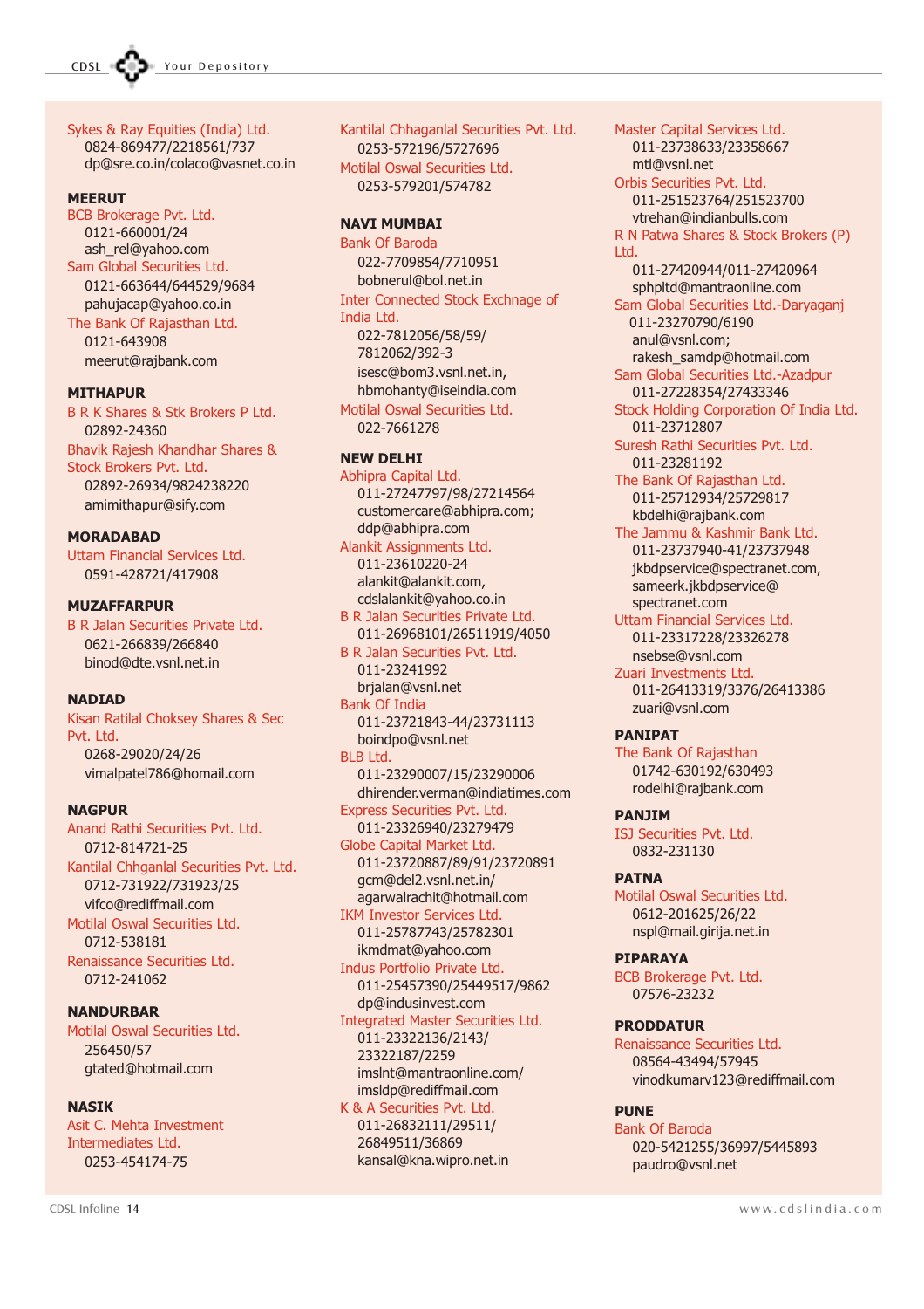Sykes & Ray Equities (India) Ltd.
0824-869477/2218561/737
dp@sre.co.in/colaco@vasnet.co.in

### MEERUT

BCB Brokerage Pvt. Ltd.
0121-660001/24
ash_rel@yahoo.com

Sam Global Securities Ltd.
0121-663644/644529/9684
pahujacap@yahoo.co.in

The Bank Of Rajasthan Ltd.
0121-643908
meerut@rajbank.com

### MITHAPUR

B R K Shares & Stk Brokers P Ltd.
02892-24360

Bhavik Rajesh Khandhar Shares & Stock Brokers Pvt. Ltd.
02892-26934/9824238220
amimithapur@sify.com

### MORADABAD

Uttam Financial Services Ltd.
0591-428721/417908

### MUZAFFARPUR

B R Jalan Securities Private Ltd.
0621-266839/266840
binod@dte.vsnl.net.in

### NADIAD

Kisan Ratilal Choksey Shares & Sec Pvt. Ltd.
0268-29020/24/26
vimalpatel786@homail.com

### NAGPUR

Anand Rathi Securities Pvt. Ltd.
0712-814721-25

Kantilal Chhganlal Securities Pvt. Ltd.
0712-731922/731923/25
vifco@rediffmail.com

Motilal Oswal Securities Ltd.
0712-538181

Renaissance Securities Ltd.
0712-241062

### NANDURBAR

Motilal Oswal Securities Ltd.
256450/57
gtated@hotmail.com

### NASIK

Asit C. Mehta Investment Intermediates Ltd.
0253-454174-75

Kantilal Chhaganlal Securities Pvt. Ltd.
0253-572196/5727696

Motilal Oswal Securities Ltd.
0253-579201/574782

### NAVI MUMBAI

Bank Of Baroda
022-7709854/7710951
bobnerul@bol.net.in

Inter Connected Stock Exchnage of India Ltd.
022-7812056/58/59/
7812062/392-3
isesc@bom3.vsnl.net.in,
hbmohanty@iseindia.com

Motilal Oswal Securities Ltd.
022-7661278

### NEW DELHI

Abhipra Capital Ltd.
011-27247797/98/27214564
customercare@abhipra.com;
ddp@abhipra.com

Alankit Assignments Ltd.
011-23610220-24
alankit@alankit.com,
cdslalankit@yahoo.co.in

B R Jalan Securities Private Ltd.
011-26968101/26511919/4050

B R Jalan Securities Pvt. Ltd.
011-23241992
brjalan@vsnl.net

Bank Of India
011-23721843-44/23731113
boindpo@vsnl.net

BLB Ltd.
011-23290007/15/23290006
dhirender.verman@indiatimes.com

Express Securities Pvt. Ltd.
011-23326940/23279479

Globe Capital Market Ltd.
011-23720887/89/91/23720891
gcm@del2.vsnl.net.in/
agarwalrachit@hotmail.com

IKM Investor Services Ltd.
011-25787743/25782301
ikmdmat@yahoo.com

Indus Portfolio Private Ltd.
011-25457390/25449517/9862
dp@indusinvest.com

Integrated Master Securities Ltd.
011-23322136/2143/
23322187/2259
imslnt@mantraonline.com/
imsldp@rediffmail.com

K & A Securities Pvt. Ltd.
011-26832111/29511/
26849511/36869
kansal@kna.wipro.net.in

Master Capital Services Ltd.
011-23738633/23358667
mtl@vsnl.net

Orbis Securities Pvt. Ltd.
011-251523764/251523700
vtrehan@indianbulls.com

R N Patwa Shares & Stock Brokers (P) Ltd.
011-27420944/011-27420964
sphpltd@mantraonline.com

Sam Global Securities Ltd.-Daryaganj
011-23270790/6190
anul@vsnl.com;
rakesh_samdp@hotmail.com

Sam Global Securities Ltd.-Azadpur
011-27228354/27433346

Stock Holding Corporation Of India Ltd.
011-23712807

Suresh Rathi Securities Pvt. Ltd.
011-23281192

The Bank Of Rajasthan Ltd.
011-25712934/25729817
kbdelhi@rajbank.com

The Jammu & Kashmir Bank Ltd.
011-23737940-41/23737948
jkbdpservice@spectranet.com,
sameerk.jkbdpservice@
spectranet.com

Uttam Financial Services Ltd.
011-23317228/23326278
nsebse@vsnl.com

Zuari Investments Ltd.
011-26413319/3376/26413386
zuari@vsnl.com

### PANIPAT

The Bank Of Rajasthan
01742-630192/630493
rodelhi@rajbank.com

### PANJIM

ISJ Securities Pvt. Ltd.
0832-231130

### PATNA

Motilal Oswal Securities Ltd.
0612-201625/26/22
nspl@mail.girija.net.in

### PIPARAYA

BCB Brokerage Pvt. Ltd.
07576-23232

### PRODDATUR

Renaissance Securities Ltd.
08564-43494/57945
vinodkumarv123@rediffmail.com

### PUNE

Bank Of Baroda
020-5421255/36997/5445893
paudro@vsnl.net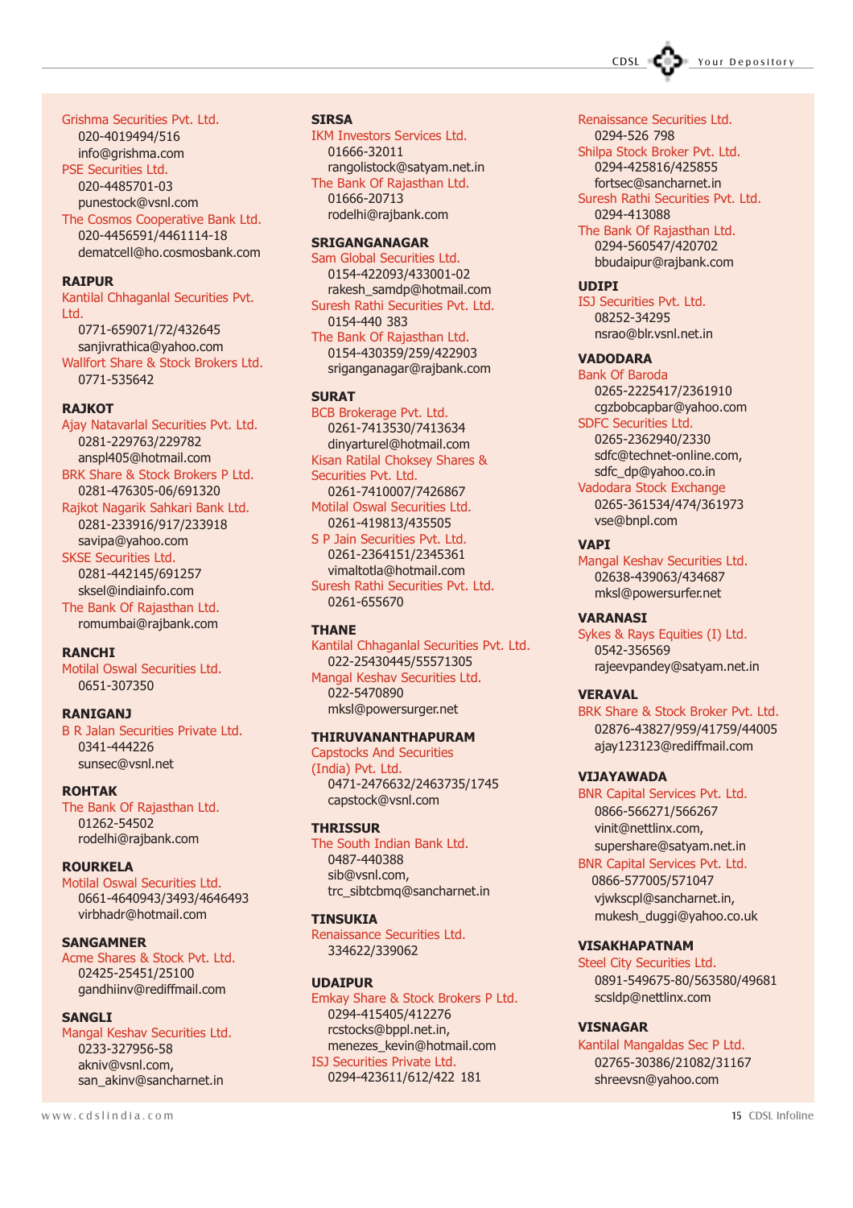Grishma Securities Pvt. Ltd.
020-4019494/516
info@grishma.com

PSE Securities Ltd.
020-4485701-03
punestock@vsnl.com

The Cosmos Cooperative Bank Ltd.
020-4456591/4461114-18
dematcell@ho.cosmosbank.com

### RAIPUR

Kantilal Chhaganlal Securities Pvt. Ltd.
0771-659071/72/432645
sanjivrathica@yahoo.com

Wallfort Share & Stock Brokers Ltd.
0771-535642

### RAJKOT

Ajay Natavarlal Securities Pvt. Ltd.
0281-229763/229782
anspl405@hotmail.com

BRK Share & Stock Brokers P Ltd.
0281-476305-06/691320

Rajkot Nagarik Sahkari Bank Ltd.
0281-233916/917/233918
savipa@yahoo.com

SKSE Securities Ltd.
0281-442145/691257
sksel@indiainfo.com

The Bank Of Rajasthan Ltd.
romumbai@rajbank.com

### RANCHI

Motilal Oswal Securities Ltd.
0651-307350

### RANIGANJ

B R Jalan Securities Private Ltd.
0341-444226
sunsec@vsnl.net

### ROHTAK

The Bank Of Rajasthan Ltd.
01262-54502
rodelhi@rajbank.com

### ROURKELA

Motilal Oswal Securities Ltd.
0661-4640943/3493/4646493
virbhadr@hotmail.com

### SANGAMNER

Acme Shares & Stock Pvt. Ltd.
02425-25451/25100
gandhiinv@rediffmail.com

### SANGLI

Mangal Keshav Securities Ltd.
0233-327956-58
akniv@vsnl.com,
san_akinv@sancharnet.in

### SIRSA

IKM Investors Services Ltd.
01666-32011
rangolistock@satyam.net.in

The Bank Of Rajasthan Ltd.
01666-20713
rodelhi@rajbank.com

### SRIGANGANAGAR

Sam Global Securities Ltd.
0154-422093/433001-02
rakesh_samdp@hotmail.com

Suresh Rathi Securities Pvt. Ltd.
0154-440 383

The Bank Of Rajasthan Ltd.
0154-430359/259/422903
sriganganagar@rajbank.com

### SURAT

BCB Brokerage Pvt. Ltd.
0261-7413530/7413634
dinyarturel@hotmail.com

Kisan Ratilal Choksey Shares & Securities Pvt. Ltd.
0261-7410007/7426867

Motilal Oswal Securities Ltd.
0261-419813/435505

S P Jain Securities Pvt. Ltd.
0261-2364151/2345361
vimaltotla@hotmail.com

Suresh Rathi Securities Pvt. Ltd.
0261-655670

### THANE

Kantilal Chhaganlal Securities Pvt. Ltd.
022-25430445/55571305

Mangal Keshav Securities Ltd.
022-5470890
mksl@powersurger.net

### THIRUVANANTHAPURAM

Capstocks And Securities (India) Pvt. Ltd.
0471-2476632/2463735/1745
capstock@vsnl.com

### THRISSUR

The South Indian Bank Ltd.
0487-440388
sib@vsnl.com,
trc_sibtcbmq@sancharnet.in

### TINSUKIA

Renaissance Securities Ltd.
334622/339062

### UDAIPUR

Emkay Share & Stock Brokers P Ltd.
0294-415405/412276
rcstocks@bppl.net.in,
menezes_kevin@hotmail.com

ISJ Securities Private Ltd.
0294-423611/612/422 181

Renaissance Securities Ltd.
0294-526 798

Shilpa Stock Broker Pvt. Ltd.
0294-425816/425855
fortsec@sancharnet.in

Suresh Rathi Securities Pvt. Ltd.
0294-413088

The Bank Of Rajasthan Ltd.
0294-560547/420702
bbudaipur@rajbank.com

### UDIPI

ISJ Securities Pvt. Ltd.
08252-34295
nsrao@blr.vsnl.net.in

### VADODARA

Bank Of Baroda
0265-2225417/2361910
cgzbobcapbar@yahoo.com

SDFC Securities Ltd.
0265-2362940/2330
sdfc@technet-online.com,
sdfc_dp@yahoo.co.in

Vadodara Stock Exchange
0265-361534/474/361973
vse@bnpl.com

### VAPI

Mangal Keshav Securities Ltd.
02638-439063/434687
mksl@powersurfer.net

### VARANASI

Sykes & Rays Equities (I) Ltd.
0542-356569
rajeevpandey@satyam.net.in

### VERAVAL

BRK Share & Stock Broker Pvt. Ltd.
02876-43827/959/41759/44005
ajay123123@rediffmail.com

### VIJAYAWADA

BNR Capital Services Pvt. Ltd.
0866-566271/566267
vinit@nettlinx.com,
supershare@satyam.net.in

BNR Capital Services Pvt. Ltd.
0866-577005/571047
vjwkscpl@sancharnet.in,
mukesh_duggi@yahoo.co.uk

### VISAKHAPATNAM

Steel City Securities Ltd.
0891-549675-80/563580/49681
scsldp@nettlinx.com

### VISNAGAR

Kantilal Mangaldas Sec P Ltd.
02765-30386/21082/31167
shreevsn@yahoo.com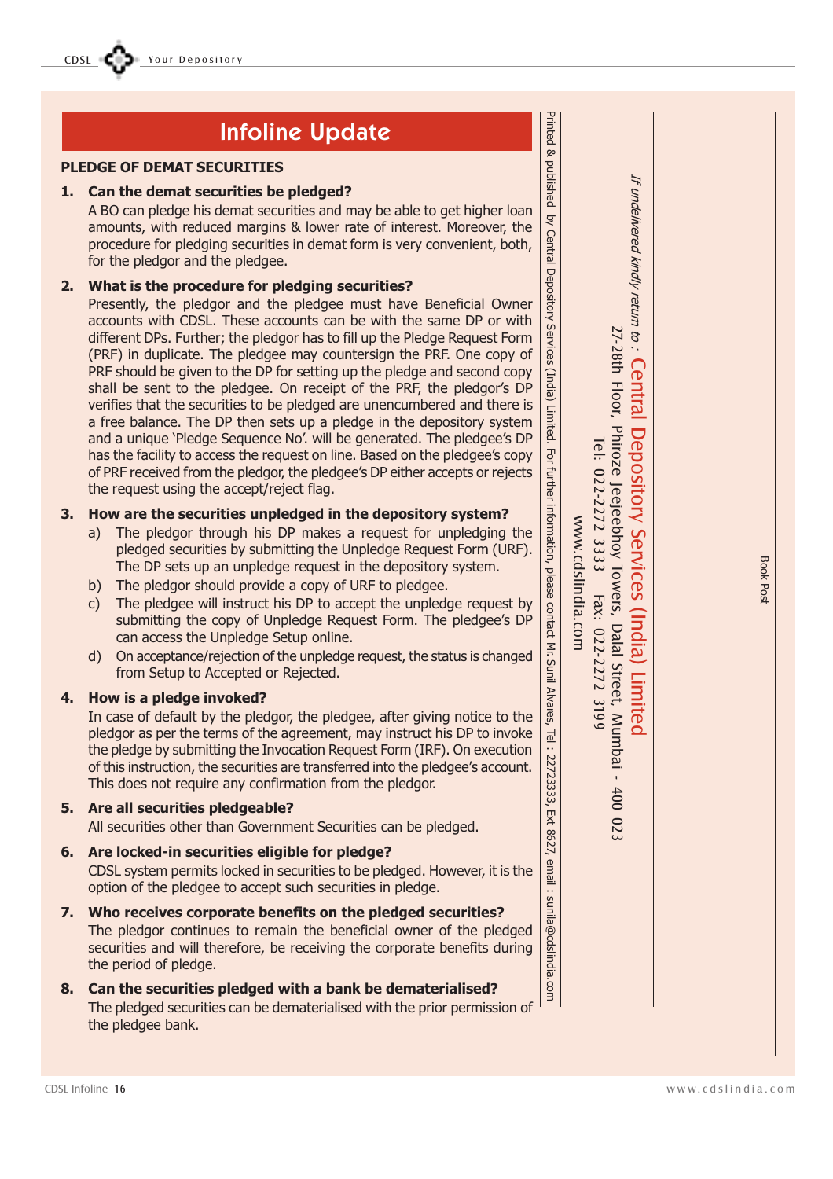# Infoline Update

## PLEDGE OF DEMAT SECURITIES

1. **Can the demat securities be pledged?**
   A BO can pledge his demat securities and may be able to get higher loan amounts, with reduced margins & lower rate of interest. Moreover, the procedure for pledging securities in demat form is very convenient, both, for the pledgor and the pledgee.

2. **What is the procedure for pledging securities?**
   Presently, the pledgor and the pledgee must have Beneficial Owner accounts with CDSL. These accounts can be with the same DP or with different DPs. Further; the pledgor has to fill up the Pledge Request Form (PRF) in duplicate. The pledgee may countersign the PRF. One copy of PRF should be given to the DP for setting up the pledge and second copy shall be sent to the pledgee. On receipt of the PRF, the pledgor's DP verifies that the securities to be pledged are unencumbered and there is a free balance. The DP then sets up a pledge in the depository system and a unique 'Pledge Sequence No'. will be generated. The pledgee's DP has the facility to access the request on line. Based on the pledgee's copy of PRF received from the pledgor, the pledgee's DP either accepts or rejects the request using the accept/reject flag.

3. **How are the securities unpledged in the depository system?**
   a) The pledgor through his DP makes a request for unpledging the pledged securities by submitting the Unpledge Request Form (URF). The DP sets up an unpledge request in the depository system.
   b) The pledgor should provide a copy of URF to pledgee.
   c) The pledgee will instruct his DP to accept the unpledge request by submitting the copy of Unpledge Request Form. The pledgee's DP can access the Unpledge Setup online.
   d) On acceptance/rejection of the unpledge request, the status is changed from Setup to Accepted or Rejected.

4. **How is a pledge invoked?**
   In case of default by the pledgor, the pledgee, after giving notice to the pledgor as per the terms of the agreement, may instruct his DP to invoke the pledge by submitting the Invocation Request Form (IRF). On execution of this instruction, the securities are transferred into the pledgee's account. This does not require any confirmation from the pledgor.

5. **Are all securities pledgeable?**
   All securities other than Government Securities can be pledged.

6. **Are locked-in securities eligible for pledge?**
   CDSL system permits locked in securities to be pledged. However, it is the option of the pledgee to accept such securities in pledge.

7. **Who receives corporate benefits on the pledged securities?**
   The pledgor continues to remain the beneficial owner of the pledged securities and will therefore, be receiving the corporate benefits during the period of pledge.

8. **Can the securities pledged with a bank be dematerialised?**
   The pledged securities can be dematerialised with the prior permission of the pledgee bank.

Printed & published by Central Depository Services (India) Limited. For further information, please contact Mr. Sunil Alvares, Tel : 22723333, Ext 8627, email : sunila@cdslindia.com

*If undelivered kindly return to :* Central Depository Services (India) Limited
27-28th Floor, Phiroze Jeejeebhoy Towers, Dalal Street, Mumbai - 400 023
Tel: 022-2272 3333 Fax: 022-2272 3199
www.cdslindia.com

Book Post